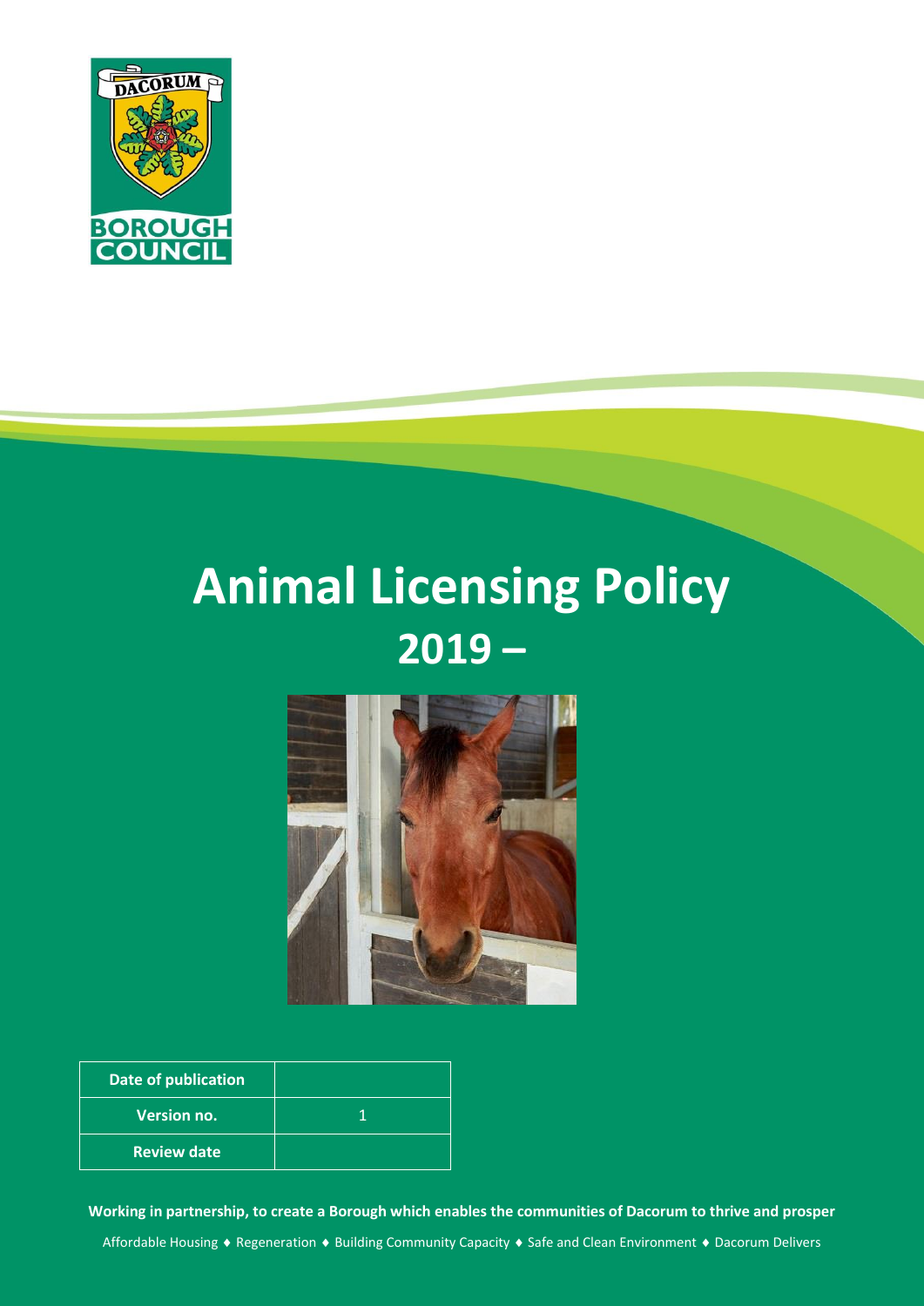DACORUM BOROUGH COUNCIL

# Animal Licensing Policy 2019 –

| Date of publication | |
|---|---|
| Version no. | 1 |
| Review date | |

**Working in partnership, to create a Borough which enables the communities of Dacorum to thrive and prosper**

Affordable Housing ♦ Regeneration ♦ Building Community Capacity ♦ Safe and Clean Environment ♦ Dacorum Delivers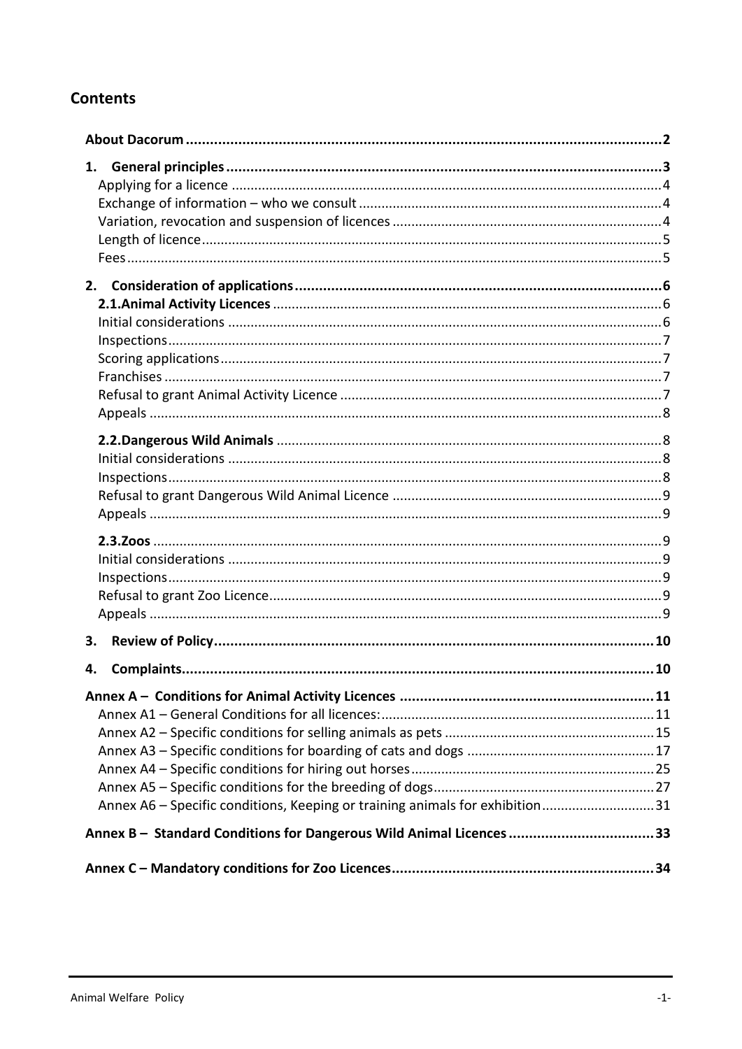## Contents

| | |
|---|---|
| **About Dacorum** | **2** |
| **1. General principles** | **3** |
| Applying for a licence | 4 |
| Exchange of information – who we consult | 4 |
| Variation, revocation and suspension of licences | 4 |
| Length of licence | 5 |
| Fees | 5 |
| **2. Consideration of applications** | **6** |
| **2.1. Animal Activity Licences** | 6 |
| Initial considerations | 6 |
| Inspections | 7 |
| Scoring applications | 7 |
| Franchises | 7 |
| Refusal to grant Animal Activity Licence | 7 |
| Appeals | 8 |
| **2.2. Dangerous Wild Animals** | 8 |
| Initial considerations | 8 |
| Inspections | 8 |
| Refusal to grant Dangerous Wild Animal Licence | 9 |
| Appeals | 9 |
| **2.3. Zoos** | 9 |
| Initial considerations | 9 |
| Inspections | 9 |
| Refusal to grant Zoo Licence | 9 |
| Appeals | 9 |
| **3. Review of Policy** | **10** |
| **4. Complaints** | **10** |
| **Annex A – Conditions for Animal Activity Licences** | **11** |
| Annex A1 – General Conditions for all licences: | 11 |
| Annex A2 – Specific conditions for selling animals as pets | 15 |
| Annex A3 – Specific conditions for boarding of cats and dogs | 17 |
| Annex A4 – Specific conditions for hiring out horses | 25 |
| Annex A5 – Specific conditions for the breeding of dogs | 27 |
| Annex A6 – Specific conditions, Keeping or training animals for exhibition | 31 |
| **Annex B – Standard Conditions for Dangerous Wild Animal Licences** | **33** |
| **Annex C – Mandatory conditions for Zoo Licences** | **34** |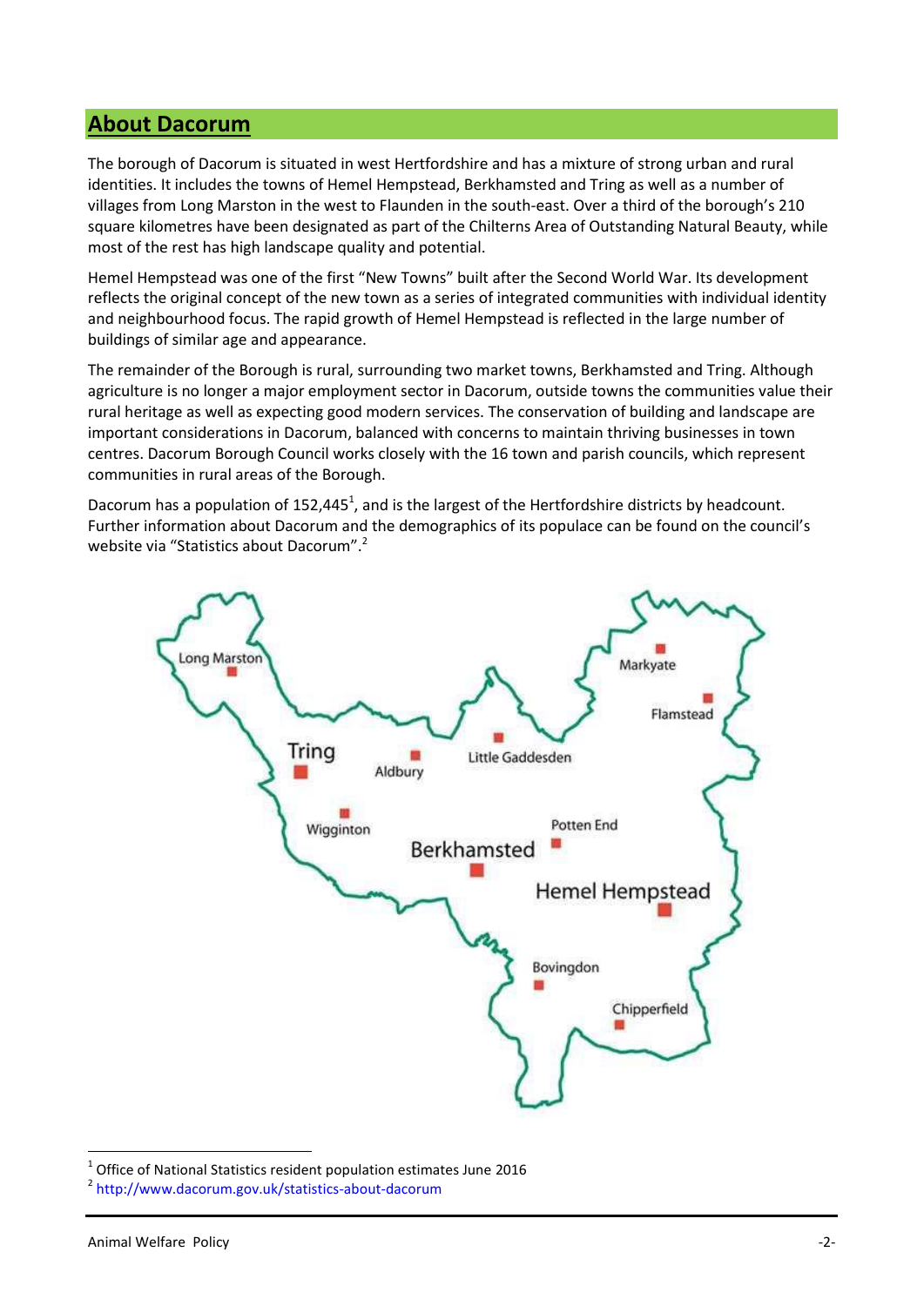## About Dacorum

The borough of Dacorum is situated in west Hertfordshire and has a mixture of strong urban and rural identities. It includes the towns of Hemel Hempstead, Berkhamsted and Tring as well as a number of villages from Long Marston in the west to Flaunden in the south-east. Over a third of the borough's 210 square kilometres have been designated as part of the Chilterns Area of Outstanding Natural Beauty, while most of the rest has high landscape quality and potential.

Hemel Hempstead was one of the first "New Towns" built after the Second World War. Its development reflects the original concept of the new town as a series of integrated communities with individual identity and neighbourhood focus. The rapid growth of Hemel Hempstead is reflected in the large number of buildings of similar age and appearance.

The remainder of the Borough is rural, surrounding two market towns, Berkhamsted and Tring. Although agriculture is no longer a major employment sector in Dacorum, outside towns the communities value their rural heritage as well as expecting good modern services. The conservation of building and landscape are important considerations in Dacorum, balanced with concerns to maintain thriving businesses in town centres. Dacorum Borough Council works closely with the 16 town and parish councils, which represent communities in rural areas of the Borough.

Dacorum has a population of 152,445[1], and is the largest of the Hertfordshire districts by headcount. Further information about Dacorum and the demographics of its populace can be found on the council's website via "Statistics about Dacorum".[2]

Long Marston, Tring, Aldbury, Little Gaddesden, Markyate, Flamstead, Wigginton, Berkhamsted, Potten End, Hemel Hempstead, Bovingdon, Chipperfield

[1] Office of National Statistics resident population estimates June 2016

[2] http://www.dacorum.gov.uk/statistics-about-dacorum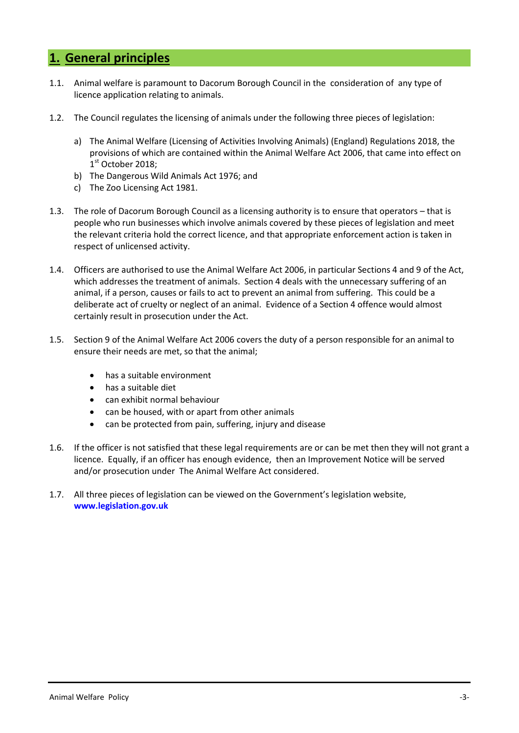# 1. General principles

1.1. Animal welfare is paramount to Dacorum Borough Council in the consideration of any type of licence application relating to animals.

1.2. The Council regulates the licensing of animals under the following three pieces of legislation:

a) The Animal Welfare (Licensing of Activities Involving Animals) (England) Regulations 2018, the provisions of which are contained within the Animal Welfare Act 2006, that came into effect on 1st October 2018;
b) The Dangerous Wild Animals Act 1976; and
c) The Zoo Licensing Act 1981.

1.3. The role of Dacorum Borough Council as a licensing authority is to ensure that operators – that is people who run businesses which involve animals covered by these pieces of legislation and meet the relevant criteria hold the correct licence, and that appropriate enforcement action is taken in respect of unlicensed activity.

1.4. Officers are authorised to use the Animal Welfare Act 2006, in particular Sections 4 and 9 of the Act, which addresses the treatment of animals. Section 4 deals with the unnecessary suffering of an animal, if a person, causes or fails to act to prevent an animal from suffering. This could be a deliberate act of cruelty or neglect of an animal. Evidence of a Section 4 offence would almost certainly result in prosecution under the Act.

1.5. Section 9 of the Animal Welfare Act 2006 covers the duty of a person responsible for an animal to ensure their needs are met, so that the animal;

- has a suitable environment
- has a suitable diet
- can exhibit normal behaviour
- can be housed, with or apart from other animals
- can be protected from pain, suffering, injury and disease

1.6. If the officer is not satisfied that these legal requirements are or can be met then they will not grant a licence. Equally, if an officer has enough evidence, then an Improvement Notice will be served and/or prosecution under The Animal Welfare Act considered.

1.7. All three pieces of legislation can be viewed on the Government's legislation website, **www.legislation.gov.uk**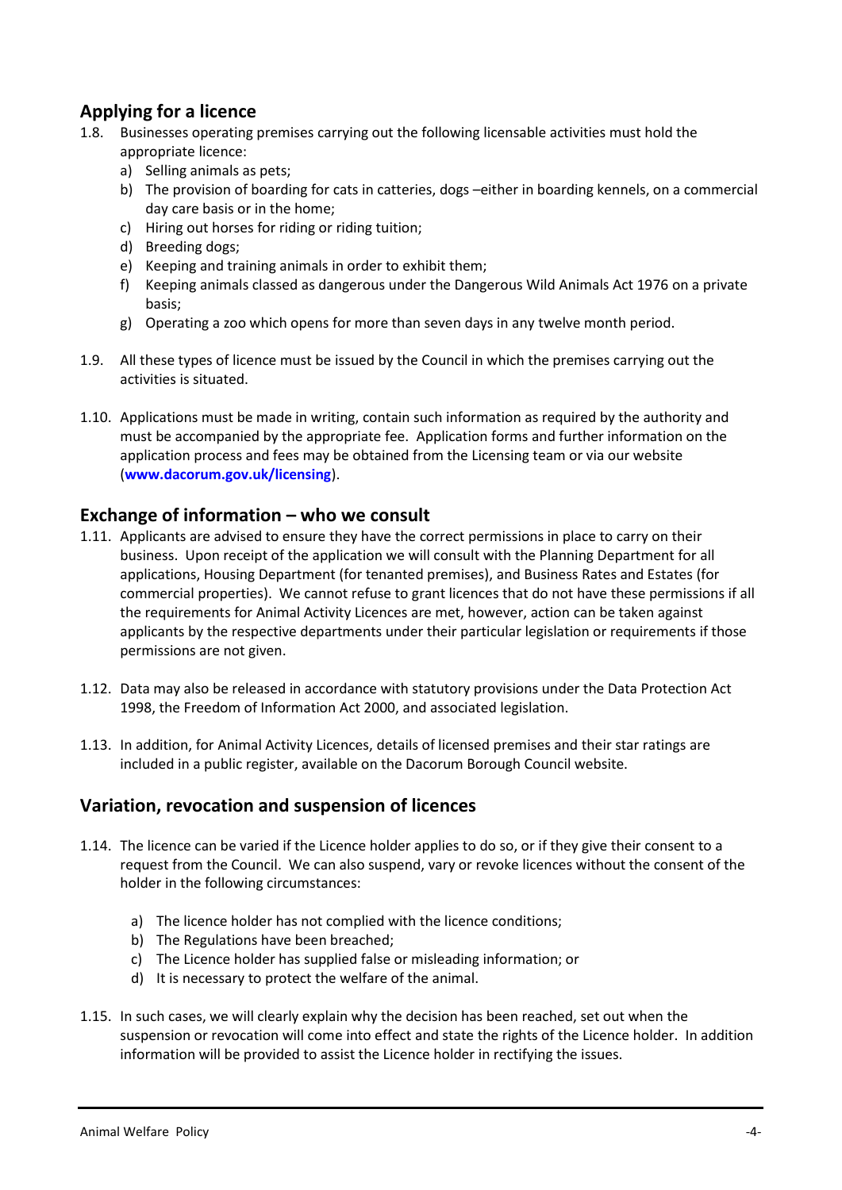## Applying for a licence

1.8. Businesses operating premises carrying out the following licensable activities must hold the appropriate licence:

   a) Selling animals as pets;
   b) The provision of boarding for cats in catteries, dogs –either in boarding kennels, on a commercial day care basis or in the home;
   c) Hiring out horses for riding or riding tuition;
   d) Breeding dogs;
   e) Keeping and training animals in order to exhibit them;
   f) Keeping animals classed as dangerous under the Dangerous Wild Animals Act 1976 on a private basis;
   g) Operating a zoo which opens for more than seven days in any twelve month period.

1.9. All these types of licence must be issued by the Council in which the premises carrying out the activities is situated.

1.10. Applications must be made in writing, contain such information as required by the authority and must be accompanied by the appropriate fee. Application forms and further information on the application process and fees may be obtained from the Licensing team or via our website (**www.dacorum.gov.uk/licensing**).

## Exchange of information – who we consult

1.11. Applicants are advised to ensure they have the correct permissions in place to carry on their business. Upon receipt of the application we will consult with the Planning Department for all applications, Housing Department (for tenanted premises), and Business Rates and Estates (for commercial properties). We cannot refuse to grant licences that do not have these permissions if all the requirements for Animal Activity Licences are met, however, action can be taken against applicants by the respective departments under their particular legislation or requirements if those permissions are not given.

1.12. Data may also be released in accordance with statutory provisions under the Data Protection Act 1998, the Freedom of Information Act 2000, and associated legislation.

1.13. In addition, for Animal Activity Licences, details of licensed premises and their star ratings are included in a public register, available on the Dacorum Borough Council website.

## Variation, revocation and suspension of licences

1.14. The licence can be varied if the Licence holder applies to do so, or if they give their consent to a request from the Council. We can also suspend, vary or revoke licences without the consent of the holder in the following circumstances:

   a) The licence holder has not complied with the licence conditions;
   b) The Regulations have been breached;
   c) The Licence holder has supplied false or misleading information; or
   d) It is necessary to protect the welfare of the animal.

1.15. In such cases, we will clearly explain why the decision has been reached, set out when the suspension or revocation will come into effect and state the rights of the Licence holder. In addition information will be provided to assist the Licence holder in rectifying the issues.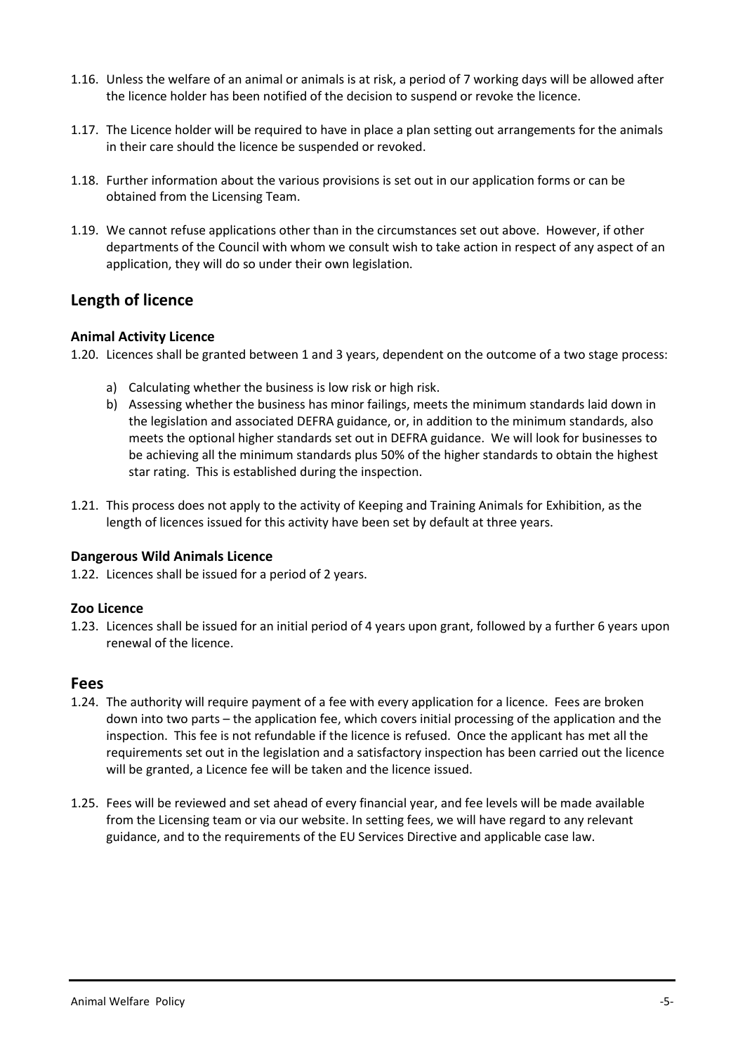1.16. Unless the welfare of an animal or animals is at risk, a period of 7 working days will be allowed after the licence holder has been notified of the decision to suspend or revoke the licence.

1.17. The Licence holder will be required to have in place a plan setting out arrangements for the animals in their care should the licence be suspended or revoked.

1.18. Further information about the various provisions is set out in our application forms or can be obtained from the Licensing Team.

1.19. We cannot refuse applications other than in the circumstances set out above. However, if other departments of the Council with whom we consult wish to take action in respect of any aspect of an application, they will do so under their own legislation.

## Length of licence

### Animal Activity Licence

1.20. Licences shall be granted between 1 and 3 years, dependent on the outcome of a two stage process:

a) Calculating whether the business is low risk or high risk.
b) Assessing whether the business has minor failings, meets the minimum standards laid down in the legislation and associated DEFRA guidance, or, in addition to the minimum standards, also meets the optional higher standards set out in DEFRA guidance. We will look for businesses to be achieving all the minimum standards plus 50% of the higher standards to obtain the highest star rating. This is established during the inspection.

1.21. This process does not apply to the activity of Keeping and Training Animals for Exhibition, as the length of licences issued for this activity have been set by default at three years.

### Dangerous Wild Animals Licence

1.22. Licences shall be issued for a period of 2 years.

### Zoo Licence

1.23. Licences shall be issued for an initial period of 4 years upon grant, followed by a further 6 years upon renewal of the licence.

## Fees

1.24. The authority will require payment of a fee with every application for a licence. Fees are broken down into two parts – the application fee, which covers initial processing of the application and the inspection. This fee is not refundable if the licence is refused. Once the applicant has met all the requirements set out in the legislation and a satisfactory inspection has been carried out the licence will be granted, a Licence fee will be taken and the licence issued.

1.25. Fees will be reviewed and set ahead of every financial year, and fee levels will be made available from the Licensing team or via our website. In setting fees, we will have regard to any relevant guidance, and to the requirements of the EU Services Directive and applicable case law.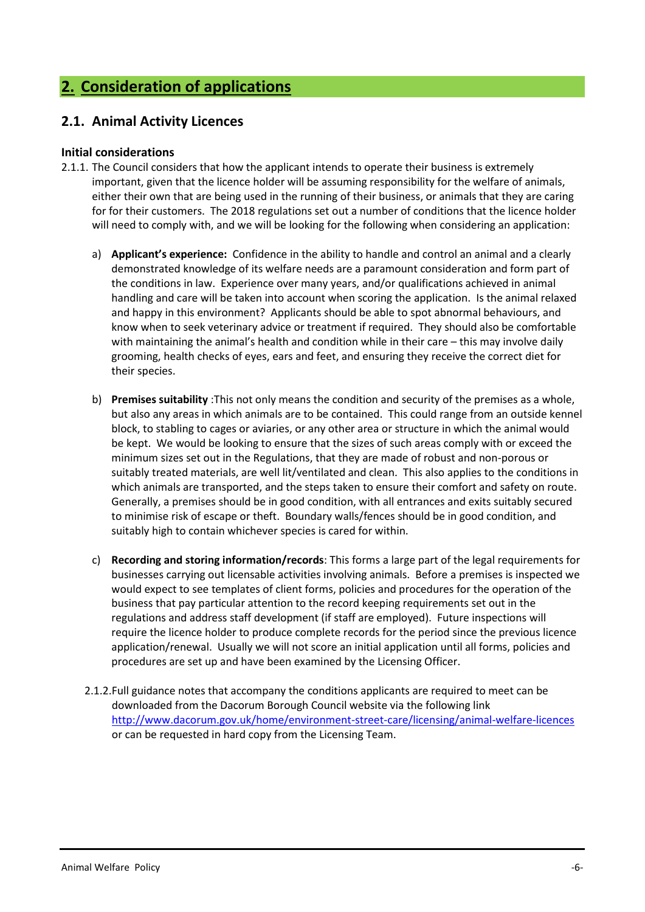## 2. Consideration of applications

### 2.1. Animal Activity Licences

**Initial considerations**

2.1.1. The Council considers that how the applicant intends to operate their business is extremely important, given that the licence holder will be assuming responsibility for the welfare of animals, either their own that are being used in the running of their business, or animals that they are caring for for their customers. The 2018 regulations set out a number of conditions that the licence holder will need to comply with, and we will be looking for the following when considering an application:

a) **Applicant's experience:** Confidence in the ability to handle and control an animal and a clearly demonstrated knowledge of its welfare needs are a paramount consideration and form part of the conditions in law. Experience over many years, and/or qualifications achieved in animal handling and care will be taken into account when scoring the application. Is the animal relaxed and happy in this environment? Applicants should be able to spot abnormal behaviours, and know when to seek veterinary advice or treatment if required. They should also be comfortable with maintaining the animal's health and condition while in their care – this may involve daily grooming, health checks of eyes, ears and feet, and ensuring they receive the correct diet for their species.

b) **Premises suitability** :This not only means the condition and security of the premises as a whole, but also any areas in which animals are to be contained. This could range from an outside kennel block, to stabling to cages or aviaries, or any other area or structure in which the animal would be kept. We would be looking to ensure that the sizes of such areas comply with or exceed the minimum sizes set out in the Regulations, that they are made of robust and non-porous or suitably treated materials, are well lit/ventilated and clean. This also applies to the conditions in which animals are transported, and the steps taken to ensure their comfort and safety on route. Generally, a premises should be in good condition, with all entrances and exits suitably secured to minimise risk of escape or theft. Boundary walls/fences should be in good condition, and suitably high to contain whichever species is cared for within.

c) **Recording and storing information/records**: This forms a large part of the legal requirements for businesses carrying out licensable activities involving animals. Before a premises is inspected we would expect to see templates of client forms, policies and procedures for the operation of the business that pay particular attention to the record keeping requirements set out in the regulations and address staff development (if staff are employed). Future inspections will require the licence holder to produce complete records for the period since the previous licence application/renewal. Usually we will not score an initial application until all forms, policies and procedures are set up and have been examined by the Licensing Officer.

2.1.2. Full guidance notes that accompany the conditions applicants are required to meet can be downloaded from the Dacorum Borough Council website via the following link http://www.dacorum.gov.uk/home/environment-street-care/licensing/animal-welfare-licences or can be requested in hard copy from the Licensing Team.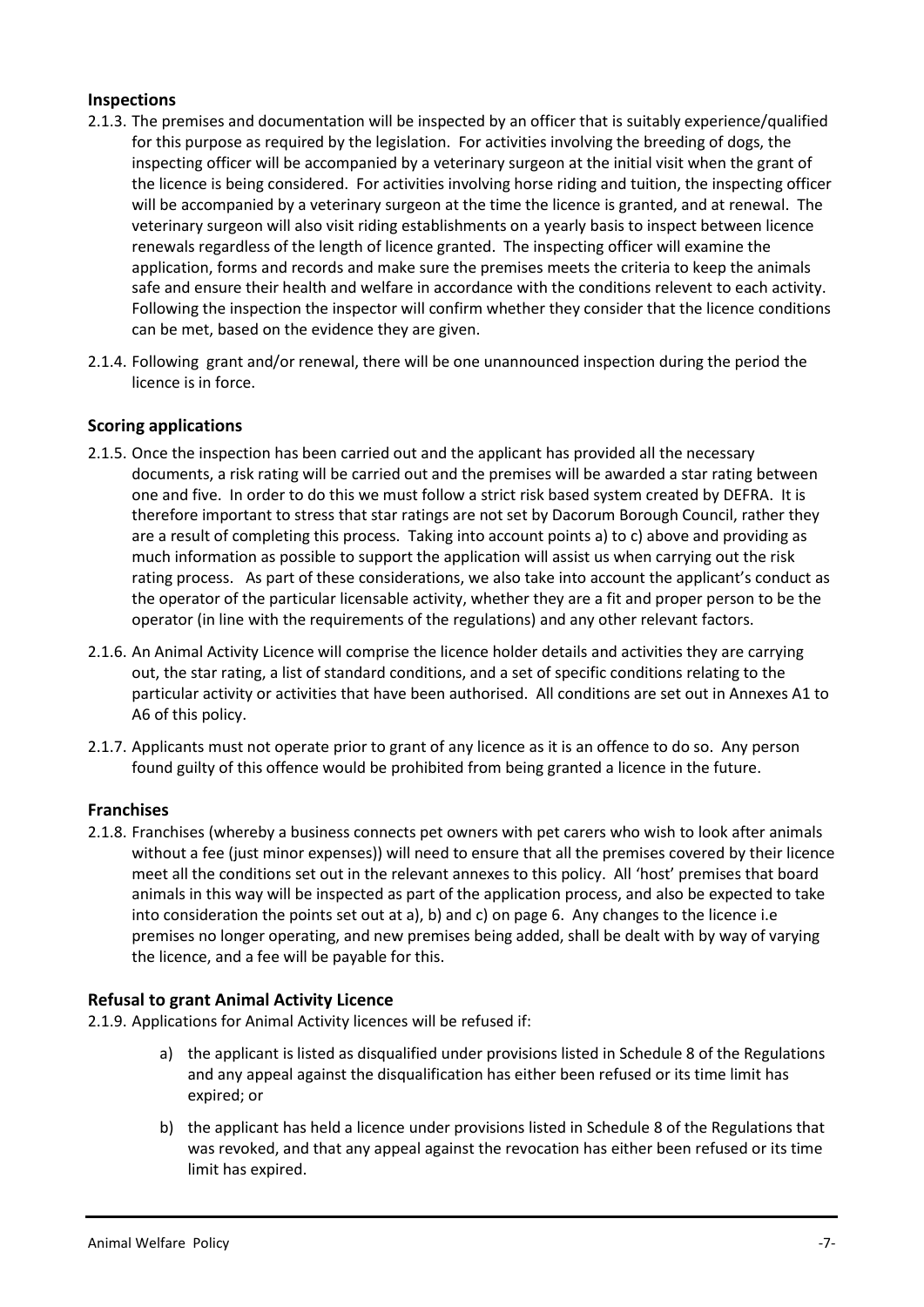### Inspections

2.1.3. The premises and documentation will be inspected by an officer that is suitably experience/qualified for this purpose as required by the legislation. For activities involving the breeding of dogs, the inspecting officer will be accompanied by a veterinary surgeon at the initial visit when the grant of the licence is being considered. For activities involving horse riding and tuition, the inspecting officer will be accompanied by a veterinary surgeon at the time the licence is granted, and at renewal. The veterinary surgeon will also visit riding establishments on a yearly basis to inspect between licence renewals regardless of the length of licence granted. The inspecting officer will examine the application, forms and records and make sure the premises meets the criteria to keep the animals safe and ensure their health and welfare in accordance with the conditions relevent to each activity. Following the inspection the inspector will confirm whether they consider that the licence conditions can be met, based on the evidence they are given.

2.1.4. Following grant and/or renewal, there will be one unannounced inspection during the period the licence is in force.

### Scoring applications

2.1.5. Once the inspection has been carried out and the applicant has provided all the necessary documents, a risk rating will be carried out and the premises will be awarded a star rating between one and five. In order to do this we must follow a strict risk based system created by DEFRA. It is therefore important to stress that star ratings are not set by Dacorum Borough Council, rather they are a result of completing this process. Taking into account points a) to c) above and providing as much information as possible to support the application will assist us when carrying out the risk rating process. As part of these considerations, we also take into account the applicant's conduct as the operator of the particular licensable activity, whether they are a fit and proper person to be the operator (in line with the requirements of the regulations) and any other relevant factors.

2.1.6. An Animal Activity Licence will comprise the licence holder details and activities they are carrying out, the star rating, a list of standard conditions, and a set of specific conditions relating to the particular activity or activities that have been authorised. All conditions are set out in Annexes A1 to A6 of this policy.

2.1.7. Applicants must not operate prior to grant of any licence as it is an offence to do so. Any person found guilty of this offence would be prohibited from being granted a licence in the future.

### Franchises

2.1.8. Franchises (whereby a business connects pet owners with pet carers who wish to look after animals without a fee (just minor expenses)) will need to ensure that all the premises covered by their licence meet all the conditions set out in the relevant annexes to this policy. All 'host' premises that board animals in this way will be inspected as part of the application process, and also be expected to take into consideration the points set out at a), b) and c) on page 6. Any changes to the licence i.e premises no longer operating, and new premises being added, shall be dealt with by way of varying the licence, and a fee will be payable for this.

### Refusal to grant Animal Activity Licence

2.1.9. Applications for Animal Activity licences will be refused if:

a) the applicant is listed as disqualified under provisions listed in Schedule 8 of the Regulations and any appeal against the disqualification has either been refused or its time limit has expired; or

b) the applicant has held a licence under provisions listed in Schedule 8 of the Regulations that was revoked, and that any appeal against the revocation has either been refused or its time limit has expired.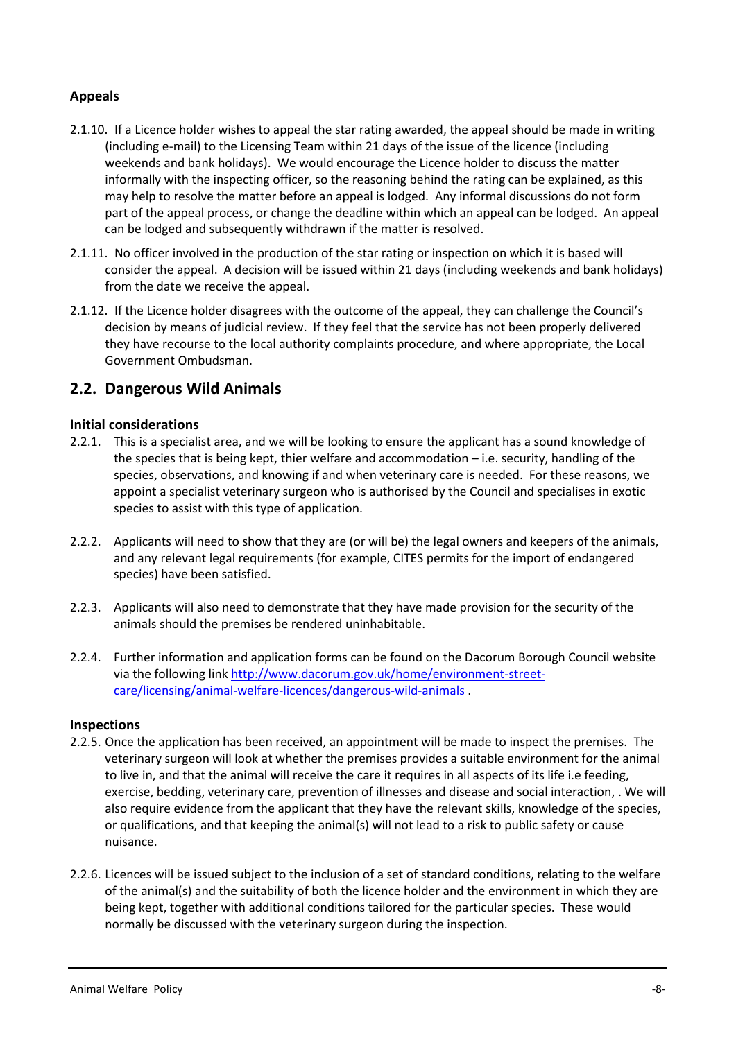### Appeals

2.1.10. If a Licence holder wishes to appeal the star rating awarded, the appeal should be made in writing (including e-mail) to the Licensing Team within 21 days of the issue of the licence (including weekends and bank holidays). We would encourage the Licence holder to discuss the matter informally with the inspecting officer, so the reasoning behind the rating can be explained, as this may help to resolve the matter before an appeal is lodged. Any informal discussions do not form part of the appeal process, or change the deadline within which an appeal can be lodged. An appeal can be lodged and subsequently withdrawn if the matter is resolved.

2.1.11. No officer involved in the production of the star rating or inspection on which it is based will consider the appeal. A decision will be issued within 21 days (including weekends and bank holidays) from the date we receive the appeal.

2.1.12. If the Licence holder disagrees with the outcome of the appeal, they can challenge the Council's decision by means of judicial review. If they feel that the service has not been properly delivered they have recourse to the local authority complaints procedure, and where appropriate, the Local Government Ombudsman.

## 2.2. Dangerous Wild Animals

### Initial considerations

2.2.1. This is a specialist area, and we will be looking to ensure the applicant has a sound knowledge of the species that is being kept, thier welfare and accommodation – i.e. security, handling of the species, observations, and knowing if and when veterinary care is needed. For these reasons, we appoint a specialist veterinary surgeon who is authorised by the Council and specialises in exotic species to assist with this type of application.

2.2.2. Applicants will need to show that they are (or will be) the legal owners and keepers of the animals, and any relevant legal requirements (for example, CITES permits for the import of endangered species) have been satisfied.

2.2.3. Applicants will also need to demonstrate that they have made provision for the security of the animals should the premises be rendered uninhabitable.

2.2.4. Further information and application forms can be found on the Dacorum Borough Council website via the following link [http://www.dacorum.gov.uk/home/environment-street-care/licensing/animal-welfare-licences/dangerous-wild-animals](http://www.dacorum.gov.uk/home/environment-street-care/licensing/animal-welfare-licences/dangerous-wild-animals) .

### Inspections

2.2.5. Once the application has been received, an appointment will be made to inspect the premises. The veterinary surgeon will look at whether the premises provides a suitable environment for the animal to live in, and that the animal will receive the care it requires in all aspects of its life i.e feeding, exercise, bedding, veterinary care, prevention of illnesses and disease and social interaction, . We will also require evidence from the applicant that they have the relevant skills, knowledge of the species, or qualifications, and that keeping the animal(s) will not lead to a risk to public safety or cause nuisance.

2.2.6. Licences will be issued subject to the inclusion of a set of standard conditions, relating to the welfare of the animal(s) and the suitability of both the licence holder and the environment in which they are being kept, together with additional conditions tailored for the particular species. These would normally be discussed with the veterinary surgeon during the inspection.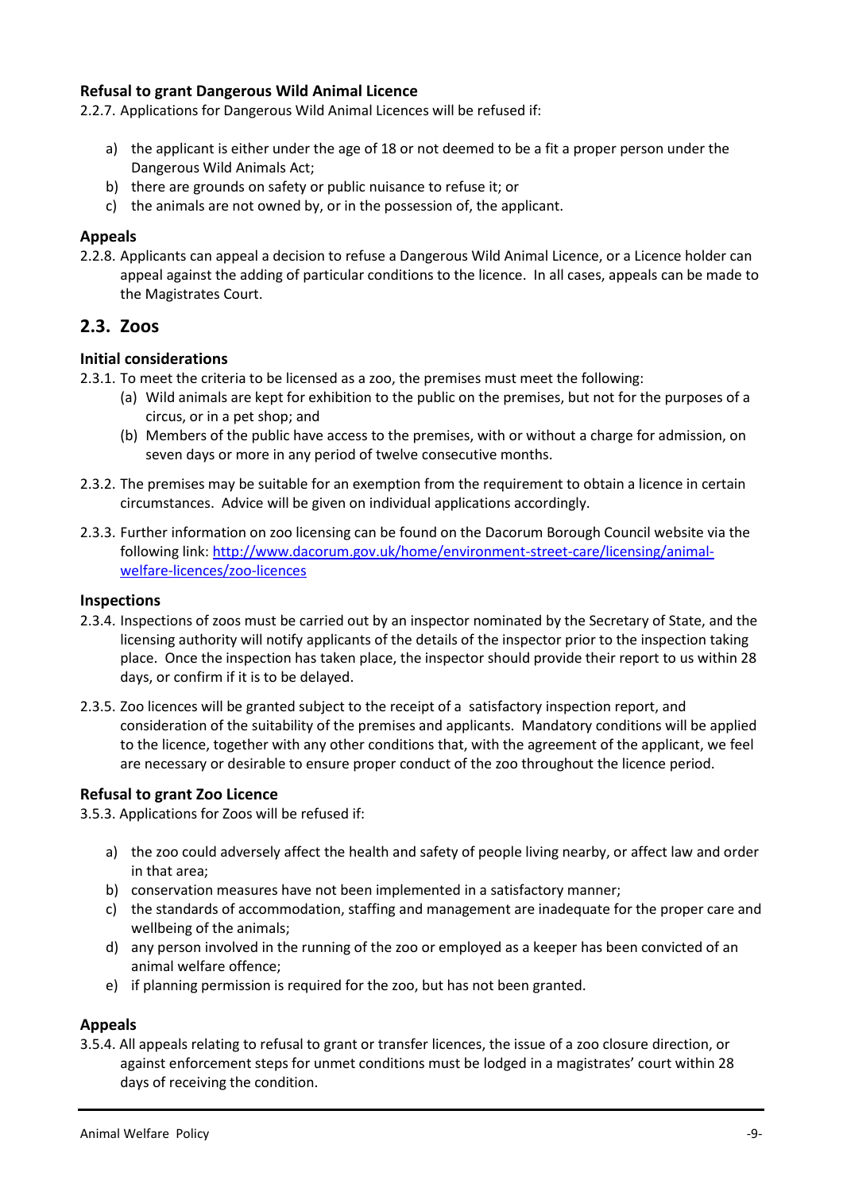### Refusal to grant Dangerous Wild Animal Licence

2.2.7. Applications for Dangerous Wild Animal Licences will be refused if:

a) the applicant is either under the age of 18 or not deemed to be a fit a proper person under the Dangerous Wild Animals Act;
b) there are grounds on safety or public nuisance to refuse it; or
c) the animals are not owned by, or in the possession of, the applicant.

### Appeals

2.2.8. Applicants can appeal a decision to refuse a Dangerous Wild Animal Licence, or a Licence holder can appeal against the adding of particular conditions to the licence. In all cases, appeals can be made to the Magistrates Court.

## 2.3. Zoos

### Initial considerations

2.3.1. To meet the criteria to be licensed as a zoo, the premises must meet the following:

(a) Wild animals are kept for exhibition to the public on the premises, but not for the purposes of a circus, or in a pet shop; and
(b) Members of the public have access to the premises, with or without a charge for admission, on seven days or more in any period of twelve consecutive months.

2.3.2. The premises may be suitable for an exemption from the requirement to obtain a licence in certain circumstances. Advice will be given on individual applications accordingly.

2.3.3. Further information on zoo licensing can be found on the Dacorum Borough Council website via the following link: [http://www.dacorum.gov.uk/home/environment-street-care/licensing/animal-welfare-licences/zoo-licences](http://www.dacorum.gov.uk/home/environment-street-care/licensing/animal-welfare-licences/zoo-licences)

### Inspections

2.3.4. Inspections of zoos must be carried out by an inspector nominated by the Secretary of State, and the licensing authority will notify applicants of the details of the inspector prior to the inspection taking place. Once the inspection has taken place, the inspector should provide their report to us within 28 days, or confirm if it is to be delayed.

2.3.5. Zoo licences will be granted subject to the receipt of a satisfactory inspection report, and consideration of the suitability of the premises and applicants. Mandatory conditions will be applied to the licence, together with any other conditions that, with the agreement of the applicant, we feel are necessary or desirable to ensure proper conduct of the zoo throughout the licence period.

### Refusal to grant Zoo Licence

3.5.3. Applications for Zoos will be refused if:

a) the zoo could adversely affect the health and safety of people living nearby, or affect law and order in that area;
b) conservation measures have not been implemented in a satisfactory manner;
c) the standards of accommodation, staffing and management are inadequate for the proper care and wellbeing of the animals;
d) any person involved in the running of the zoo or employed as a keeper has been convicted of an animal welfare offence;
e) if planning permission is required for the zoo, but has not been granted.

### Appeals

3.5.4. All appeals relating to refusal to grant or transfer licences, the issue of a zoo closure direction, or against enforcement steps for unmet conditions must be lodged in a magistrates' court within 28 days of receiving the condition.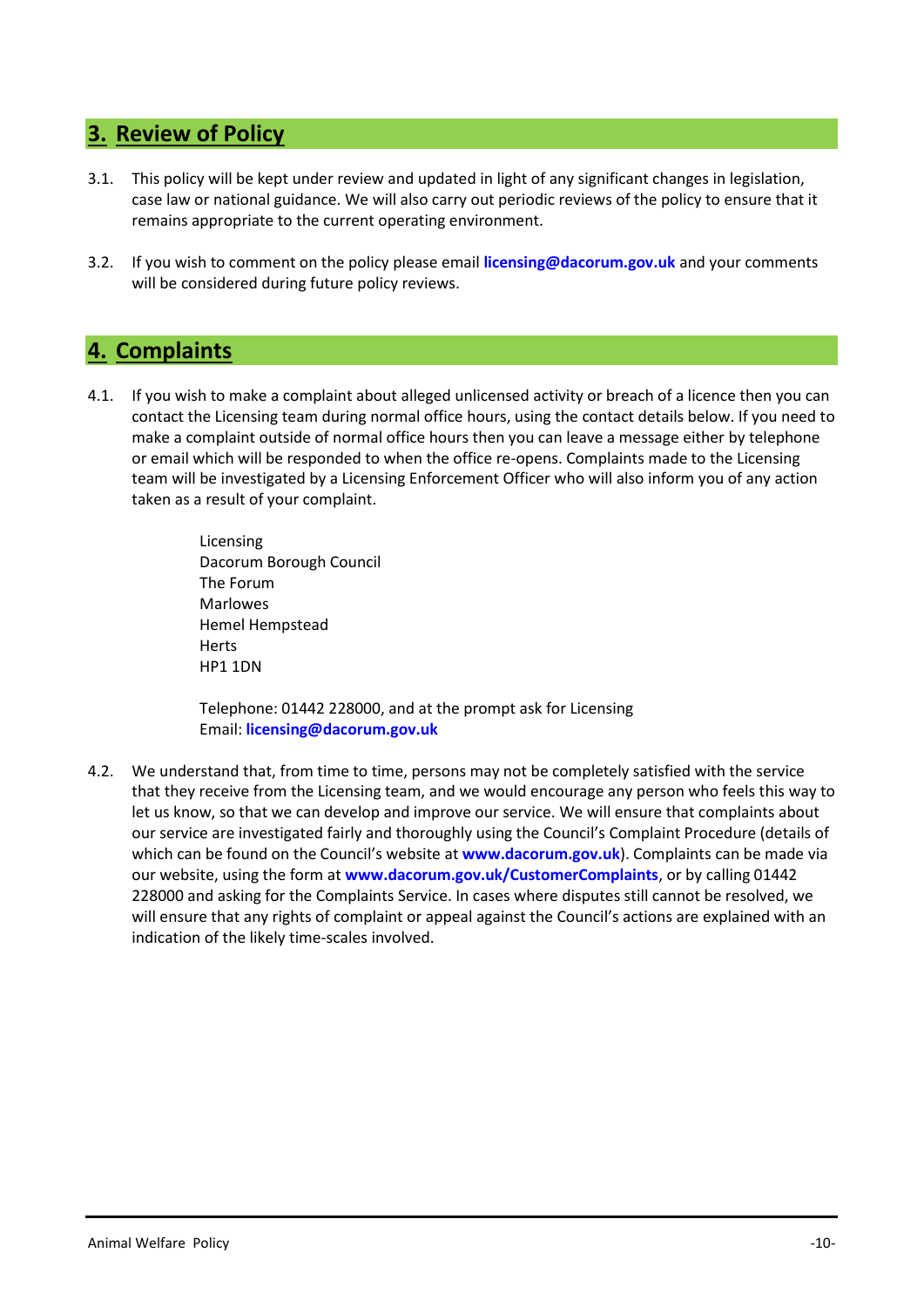## 3. Review of Policy

3.1. This policy will be kept under review and updated in light of any significant changes in legislation, case law or national guidance. We will also carry out periodic reviews of the policy to ensure that it remains appropriate to the current operating environment.

3.2. If you wish to comment on the policy please email **licensing@dacorum.gov.uk** and your comments will be considered during future policy reviews.

## 4. Complaints

4.1. If you wish to make a complaint about alleged unlicensed activity or breach of a licence then you can contact the Licensing team during normal office hours, using the contact details below. If you need to make a complaint outside of normal office hours then you can leave a message either by telephone or email which will be responded to when the office re-opens. Complaints made to the Licensing team will be investigated by a Licensing Enforcement Officer who will also inform you of any action taken as a result of your complaint.

> Licensing
> Dacorum Borough Council
> The Forum
> Marlowes
> Hemel Hempstead
> Herts
> HP1 1DN
>
> Telephone: 01442 228000, and at the prompt ask for Licensing
> Email: **licensing@dacorum.gov.uk**

4.2. We understand that, from time to time, persons may not be completely satisfied with the service that they receive from the Licensing team, and we would encourage any person who feels this way to let us know, so that we can develop and improve our service. We will ensure that complaints about our service are investigated fairly and thoroughly using the Council's Complaint Procedure (details of which can be found on the Council's website at **www.dacorum.gov.uk**). Complaints can be made via our website, using the form at **www.dacorum.gov.uk/CustomerComplaints**, or by calling 01442 228000 and asking for the Complaints Service. In cases where disputes still cannot be resolved, we will ensure that any rights of complaint or appeal against the Council's actions are explained with an indication of the likely time-scales involved.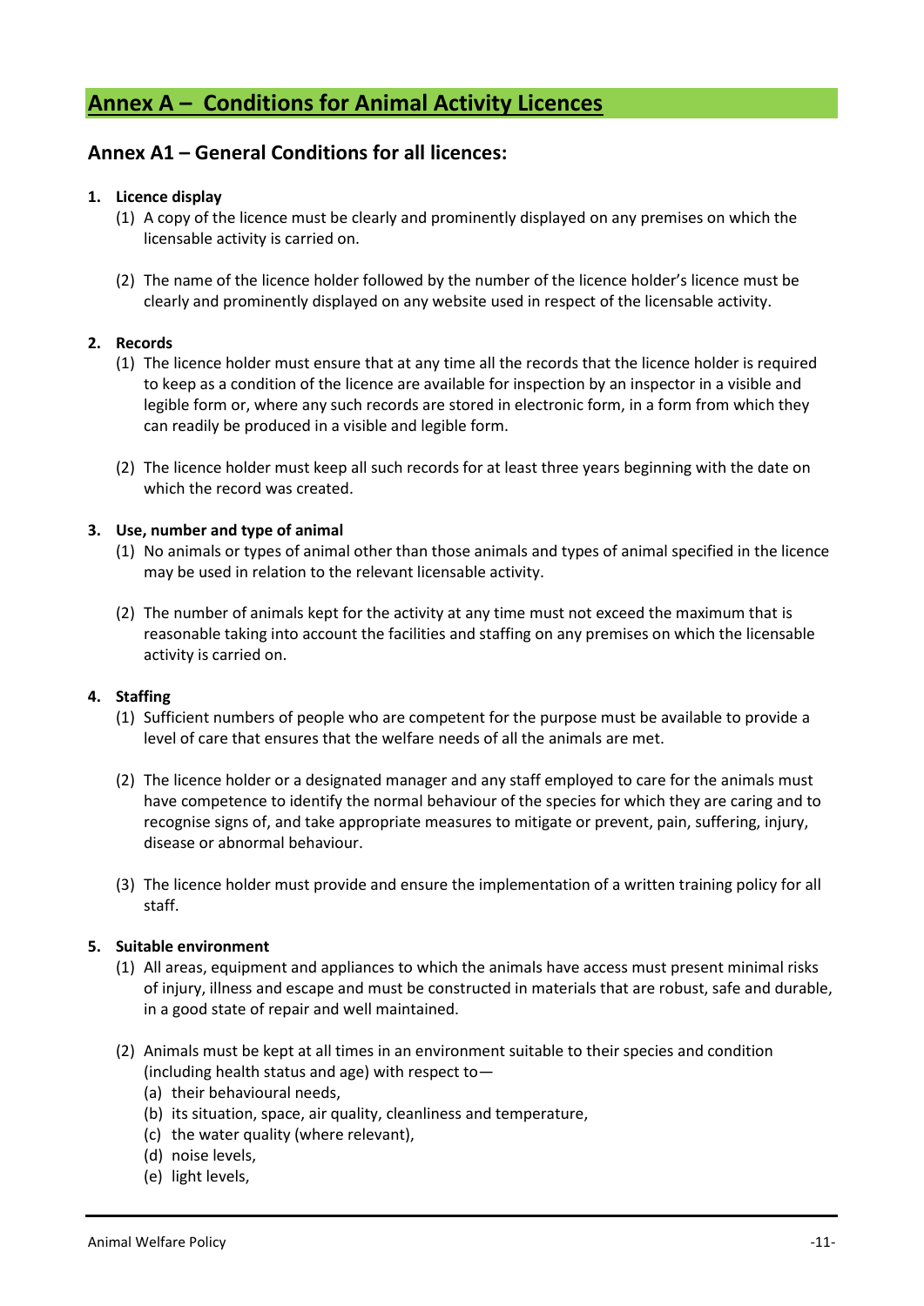# Annex A – Conditions for Animal Activity Licences

## Annex A1 – General Conditions for all licences:

**1. Licence display**

(1) A copy of the licence must be clearly and prominently displayed on any premises on which the licensable activity is carried on.

(2) The name of the licence holder followed by the number of the licence holder's licence must be clearly and prominently displayed on any website used in respect of the licensable activity.

**2. Records**

(1) The licence holder must ensure that at any time all the records that the licence holder is required to keep as a condition of the licence are available for inspection by an inspector in a visible and legible form or, where any such records are stored in electronic form, in a form from which they can readily be produced in a visible and legible form.

(2) The licence holder must keep all such records for at least three years beginning with the date on which the record was created.

**3. Use, number and type of animal**

(1) No animals or types of animal other than those animals and types of animal specified in the licence may be used in relation to the relevant licensable activity.

(2) The number of animals kept for the activity at any time must not exceed the maximum that is reasonable taking into account the facilities and staffing on any premises on which the licensable activity is carried on.

**4. Staffing**

(1) Sufficient numbers of people who are competent for the purpose must be available to provide a level of care that ensures that the welfare needs of all the animals are met.

(2) The licence holder or a designated manager and any staff employed to care for the animals must have competence to identify the normal behaviour of the species for which they are caring and to recognise signs of, and take appropriate measures to mitigate or prevent, pain, suffering, injury, disease or abnormal behaviour.

(3) The licence holder must provide and ensure the implementation of a written training policy for all staff.

**5. Suitable environment**

(1) All areas, equipment and appliances to which the animals have access must present minimal risks of injury, illness and escape and must be constructed in materials that are robust, safe and durable, in a good state of repair and well maintained.

(2) Animals must be kept at all times in an environment suitable to their species and condition (including health status and age) with respect to—

(a) their behavioural needs,
(b) its situation, space, air quality, cleanliness and temperature,
(c) the water quality (where relevant),
(d) noise levels,
(e) light levels,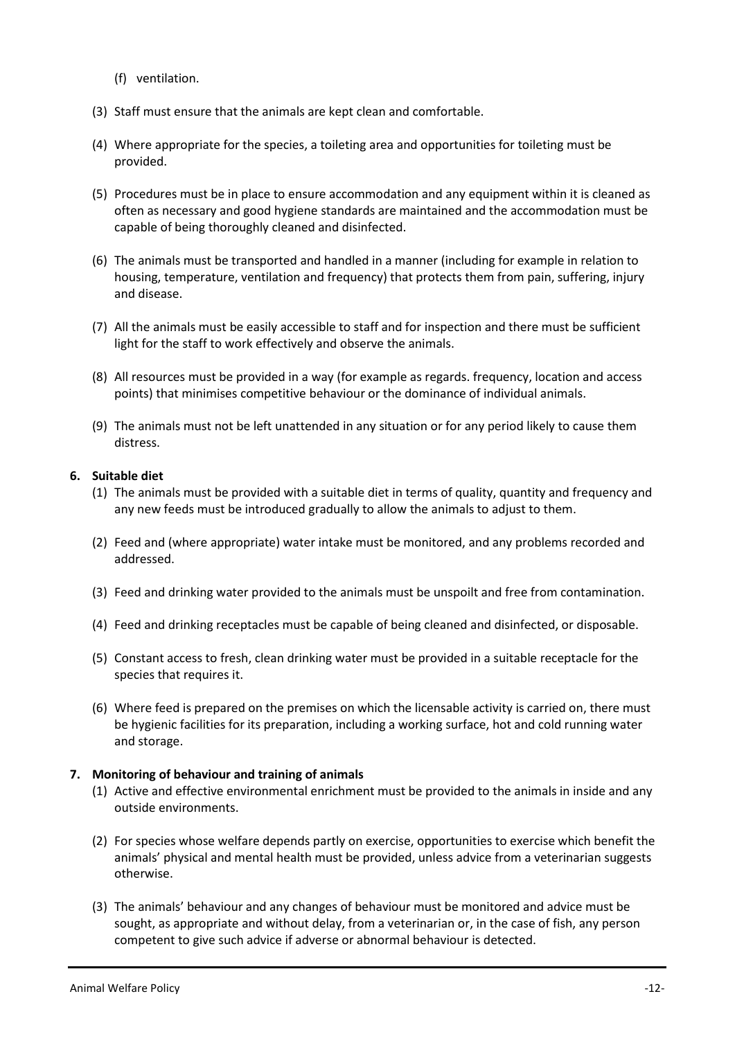(f) ventilation.

(3) Staff must ensure that the animals are kept clean and comfortable.

(4) Where appropriate for the species, a toileting area and opportunities for toileting must be provided.

(5) Procedures must be in place to ensure accommodation and any equipment within it is cleaned as often as necessary and good hygiene standards are maintained and the accommodation must be capable of being thoroughly cleaned and disinfected.

(6) The animals must be transported and handled in a manner (including for example in relation to housing, temperature, ventilation and frequency) that protects them from pain, suffering, injury and disease.

(7) All the animals must be easily accessible to staff and for inspection and there must be sufficient light for the staff to work effectively and observe the animals.

(8) All resources must be provided in a way (for example as regards. frequency, location and access points) that minimises competitive behaviour or the dominance of individual animals.

(9) The animals must not be left unattended in any situation or for any period likely to cause them distress.

**6. Suitable diet**

(1) The animals must be provided with a suitable diet in terms of quality, quantity and frequency and any new feeds must be introduced gradually to allow the animals to adjust to them.

(2) Feed and (where appropriate) water intake must be monitored, and any problems recorded and addressed.

(3) Feed and drinking water provided to the animals must be unspoilt and free from contamination.

(4) Feed and drinking receptacles must be capable of being cleaned and disinfected, or disposable.

(5) Constant access to fresh, clean drinking water must be provided in a suitable receptacle for the species that requires it.

(6) Where feed is prepared on the premises on which the licensable activity is carried on, there must be hygienic facilities for its preparation, including a working surface, hot and cold running water and storage.

**7. Monitoring of behaviour and training of animals**

(1) Active and effective environmental enrichment must be provided to the animals in inside and any outside environments.

(2) For species whose welfare depends partly on exercise, opportunities to exercise which benefit the animals' physical and mental health must be provided, unless advice from a veterinarian suggests otherwise.

(3) The animals' behaviour and any changes of behaviour must be monitored and advice must be sought, as appropriate and without delay, from a veterinarian or, in the case of fish, any person competent to give such advice if adverse or abnormal behaviour is detected.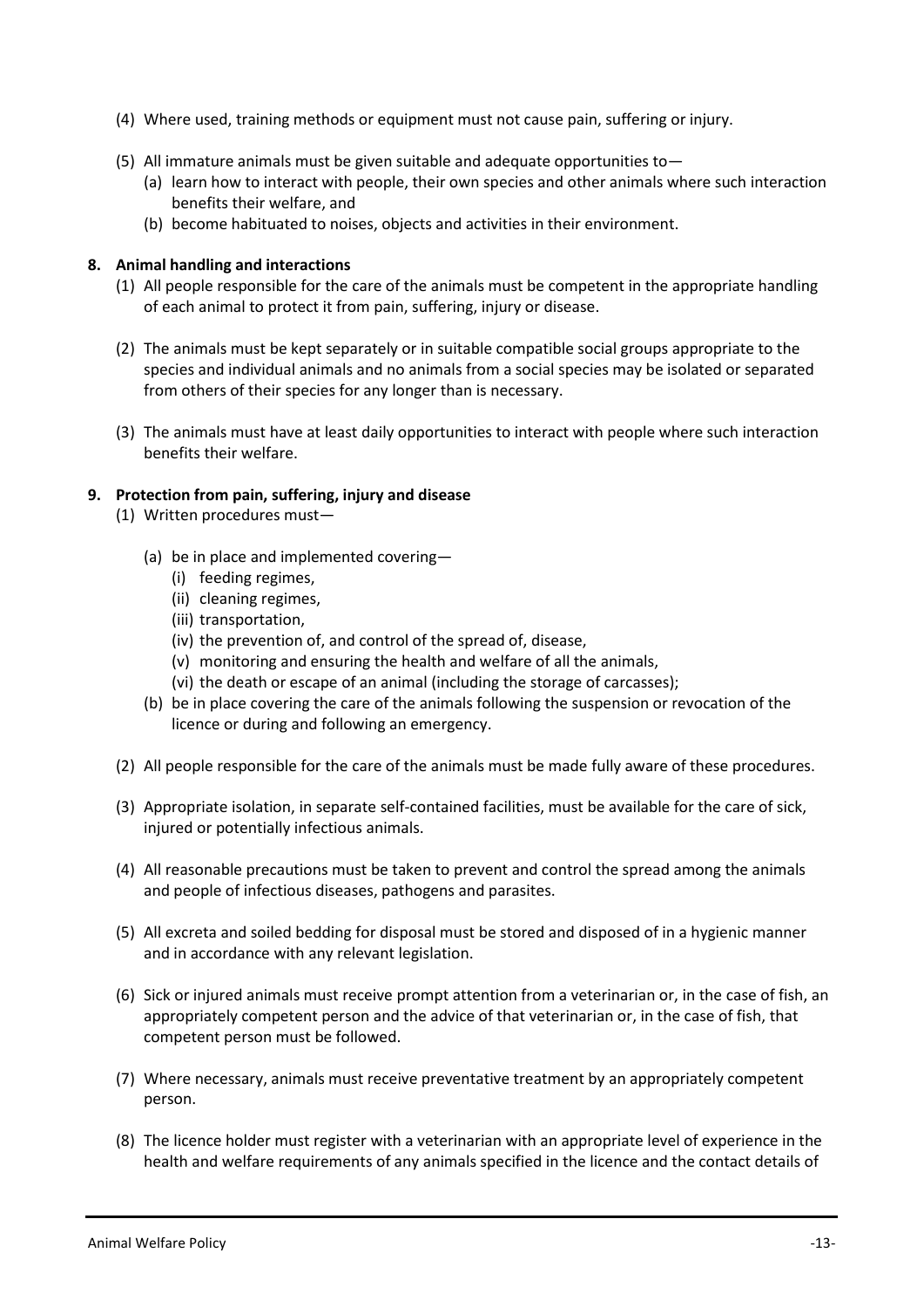(4) Where used, training methods or equipment must not cause pain, suffering or injury.

(5) All immature animals must be given suitable and adequate opportunities to—
   (a) learn how to interact with people, their own species and other animals where such interaction benefits their welfare, and
   (b) become habituated to noises, objects and activities in their environment.

**8. Animal handling and interactions**

(1) All people responsible for the care of the animals must be competent in the appropriate handling of each animal to protect it from pain, suffering, injury or disease.

(2) The animals must be kept separately or in suitable compatible social groups appropriate to the species and individual animals and no animals from a social species may be isolated or separated from others of their species for any longer than is necessary.

(3) The animals must have at least daily opportunities to interact with people where such interaction benefits their welfare.

**9. Protection from pain, suffering, injury and disease**

(1) Written procedures must—

   (a) be in place and implemented covering—
      (i) feeding regimes,
      (ii) cleaning regimes,
      (iii) transportation,
      (iv) the prevention of, and control of the spread of, disease,
      (v) monitoring and ensuring the health and welfare of all the animals,
      (vi) the death or escape of an animal (including the storage of carcasses);
   (b) be in place covering the care of the animals following the suspension or revocation of the licence or during and following an emergency.

(2) All people responsible for the care of the animals must be made fully aware of these procedures.

(3) Appropriate isolation, in separate self-contained facilities, must be available for the care of sick, injured or potentially infectious animals.

(4) All reasonable precautions must be taken to prevent and control the spread among the animals and people of infectious diseases, pathogens and parasites.

(5) All excreta and soiled bedding for disposal must be stored and disposed of in a hygienic manner and in accordance with any relevant legislation.

(6) Sick or injured animals must receive prompt attention from a veterinarian or, in the case of fish, an appropriately competent person and the advice of that veterinarian or, in the case of fish, that competent person must be followed.

(7) Where necessary, animals must receive preventative treatment by an appropriately competent person.

(8) The licence holder must register with a veterinarian with an appropriate level of experience in the health and welfare requirements of any animals specified in the licence and the contact details of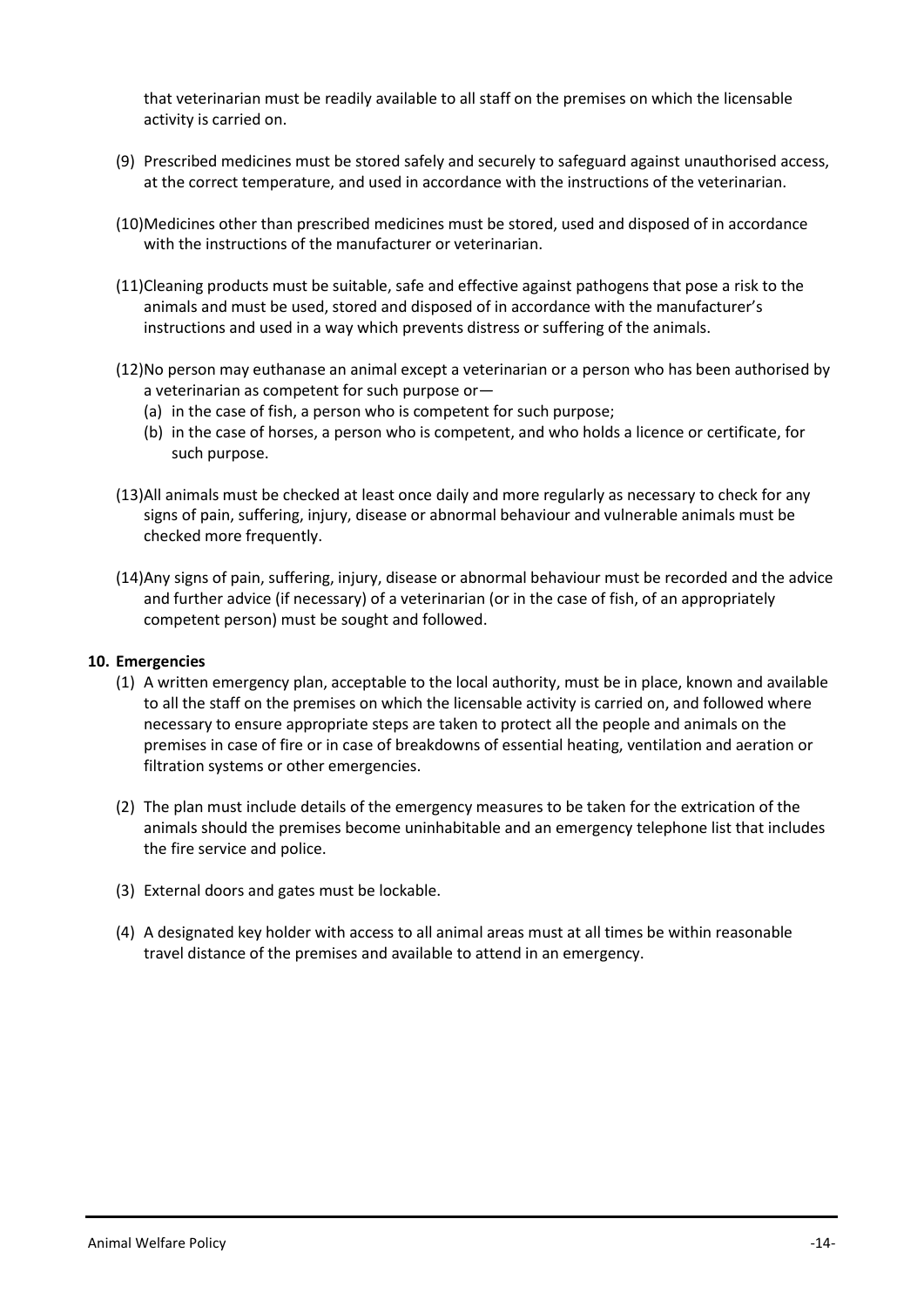that veterinarian must be readily available to all staff on the premises on which the licensable activity is carried on.

(9) Prescribed medicines must be stored safely and securely to safeguard against unauthorised access, at the correct temperature, and used in accordance with the instructions of the veterinarian.

(10) Medicines other than prescribed medicines must be stored, used and disposed of in accordance with the instructions of the manufacturer or veterinarian.

(11) Cleaning products must be suitable, safe and effective against pathogens that pose a risk to the animals and must be used, stored and disposed of in accordance with the manufacturer's instructions and used in a way which prevents distress or suffering of the animals.

(12) No person may euthanase an animal except a veterinarian or a person who has been authorised by a veterinarian as competent for such purpose or—

- (a) in the case of fish, a person who is competent for such purpose;
- (b) in the case of horses, a person who is competent, and who holds a licence or certificate, for such purpose.

(13) All animals must be checked at least once daily and more regularly as necessary to check for any signs of pain, suffering, injury, disease or abnormal behaviour and vulnerable animals must be checked more frequently.

(14) Any signs of pain, suffering, injury, disease or abnormal behaviour must be recorded and the advice and further advice (if necessary) of a veterinarian (or in the case of fish, of an appropriately competent person) must be sought and followed.

**10. Emergencies**

(1) A written emergency plan, acceptable to the local authority, must be in place, known and available to all the staff on the premises on which the licensable activity is carried on, and followed where necessary to ensure appropriate steps are taken to protect all the people and animals on the premises in case of fire or in case of breakdowns of essential heating, ventilation and aeration or filtration systems or other emergencies.

(2) The plan must include details of the emergency measures to be taken for the extrication of the animals should the premises become uninhabitable and an emergency telephone list that includes the fire service and police.

(3) External doors and gates must be lockable.

(4) A designated key holder with access to all animal areas must at all times be within reasonable travel distance of the premises and available to attend in an emergency.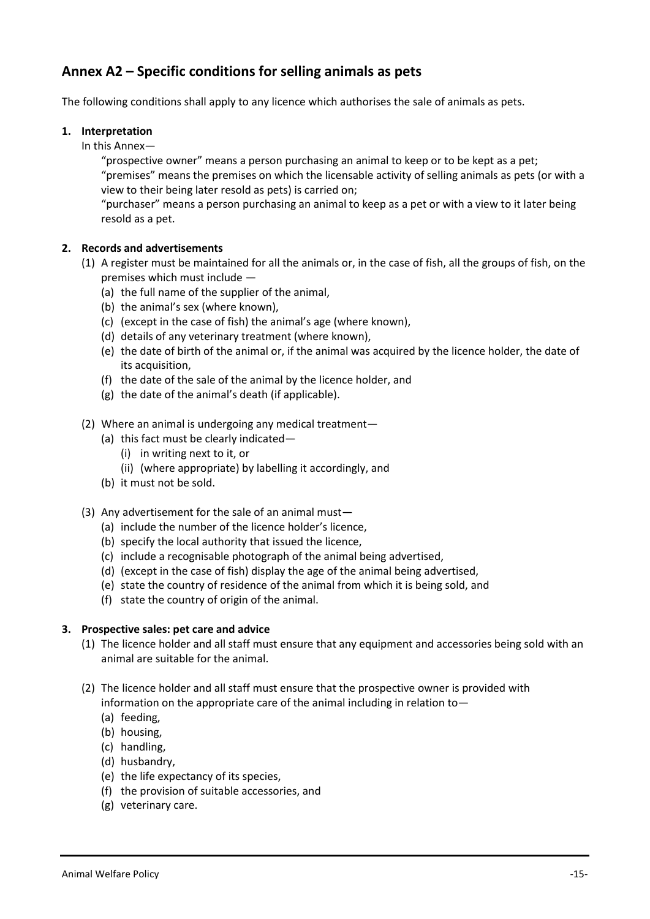## Annex A2 – Specific conditions for selling animals as pets

The following conditions shall apply to any licence which authorises the sale of animals as pets.

**1. Interpretation**

In this Annex—

"prospective owner" means a person purchasing an animal to keep or to be kept as a pet;

"premises" means the premises on which the licensable activity of selling animals as pets (or with a view to their being later resold as pets) is carried on;

"purchaser" means a person purchasing an animal to keep as a pet or with a view to it later being resold as a pet.

**2. Records and advertisements**

(1) A register must be maintained for all the animals or, in the case of fish, all the groups of fish, on the premises which must include —

- (a) the full name of the supplier of the animal,
- (b) the animal's sex (where known),
- (c) (except in the case of fish) the animal's age (where known),
- (d) details of any veterinary treatment (where known),
- (e) the date of birth of the animal or, if the animal was acquired by the licence holder, the date of its acquisition,
- (f) the date of the sale of the animal by the licence holder, and
- (g) the date of the animal's death (if applicable).

(2) Where an animal is undergoing any medical treatment—

- (a) this fact must be clearly indicated—
  - (i) in writing next to it, or
  - (ii) (where appropriate) by labelling it accordingly, and
- (b) it must not be sold.

(3) Any advertisement for the sale of an animal must—

- (a) include the number of the licence holder's licence,
- (b) specify the local authority that issued the licence,
- (c) include a recognisable photograph of the animal being advertised,
- (d) (except in the case of fish) display the age of the animal being advertised,
- (e) state the country of residence of the animal from which it is being sold, and
- (f) state the country of origin of the animal.

**3. Prospective sales: pet care and advice**

(1) The licence holder and all staff must ensure that any equipment and accessories being sold with an animal are suitable for the animal.

(2) The licence holder and all staff must ensure that the prospective owner is provided with information on the appropriate care of the animal including in relation to—

- (a) feeding,
- (b) housing,
- (c) handling,
- (d) husbandry,
- (e) the life expectancy of its species,
- (f) the provision of suitable accessories, and
- (g) veterinary care.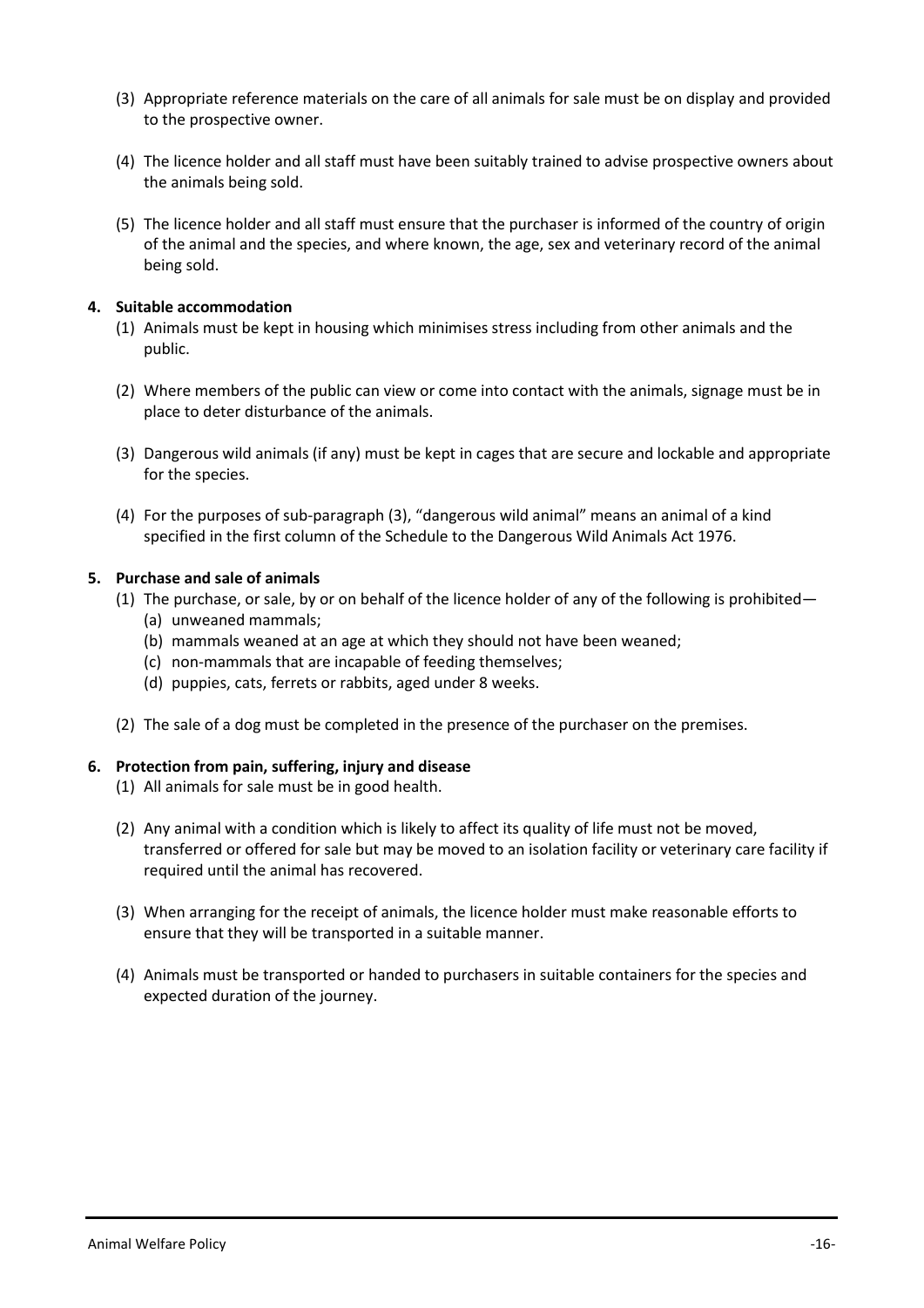(3) Appropriate reference materials on the care of all animals for sale must be on display and provided to the prospective owner.

(4) The licence holder and all staff must have been suitably trained to advise prospective owners about the animals being sold.

(5) The licence holder and all staff must ensure that the purchaser is informed of the country of origin of the animal and the species, and where known, the age, sex and veterinary record of the animal being sold.

**4. Suitable accommodation**

(1) Animals must be kept in housing which minimises stress including from other animals and the public.

(2) Where members of the public can view or come into contact with the animals, signage must be in place to deter disturbance of the animals.

(3) Dangerous wild animals (if any) must be kept in cages that are secure and lockable and appropriate for the species.

(4) For the purposes of sub-paragraph (3), "dangerous wild animal" means an animal of a kind specified in the first column of the Schedule to the Dangerous Wild Animals Act 1976.

**5. Purchase and sale of animals**

(1) The purchase, or sale, by or on behalf of the licence holder of any of the following is prohibited—
- (a) unweaned mammals;
- (b) mammals weaned at an age at which they should not have been weaned;
- (c) non-mammals that are incapable of feeding themselves;
- (d) puppies, cats, ferrets or rabbits, aged under 8 weeks.

(2) The sale of a dog must be completed in the presence of the purchaser on the premises.

**6. Protection from pain, suffering, injury and disease**

(1) All animals for sale must be in good health.

(2) Any animal with a condition which is likely to affect its quality of life must not be moved, transferred or offered for sale but may be moved to an isolation facility or veterinary care facility if required until the animal has recovered.

(3) When arranging for the receipt of animals, the licence holder must make reasonable efforts to ensure that they will be transported in a suitable manner.

(4) Animals must be transported or handed to purchasers in suitable containers for the species and expected duration of the journey.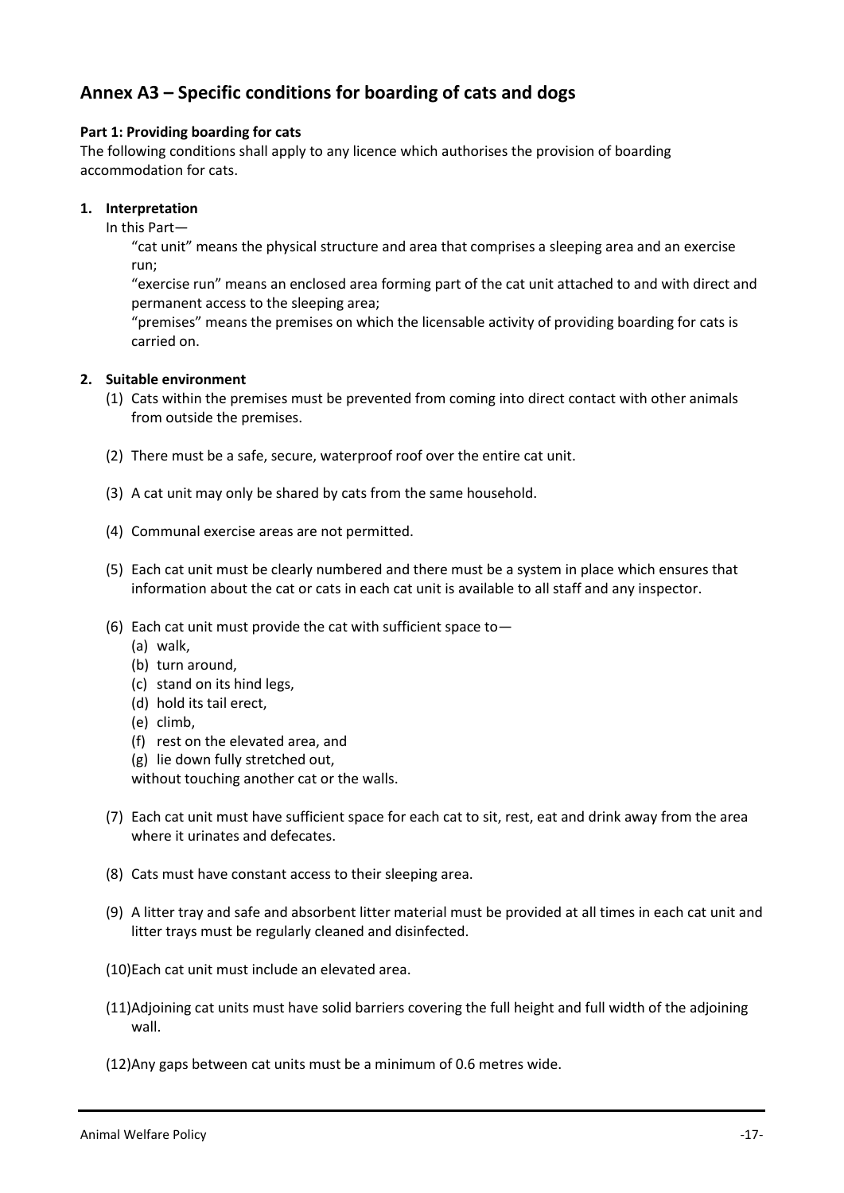## Annex A3 – Specific conditions for boarding of cats and dogs

**Part 1: Providing boarding for cats**

The following conditions shall apply to any licence which authorises the provision of boarding accommodation for cats.

**1. Interpretation**

In this Part—

"cat unit" means the physical structure and area that comprises a sleeping area and an exercise run;

"exercise run" means an enclosed area forming part of the cat unit attached to and with direct and permanent access to the sleeping area;

"premises" means the premises on which the licensable activity of providing boarding for cats is carried on.

**2. Suitable environment**

(1) Cats within the premises must be prevented from coming into direct contact with other animals from outside the premises.

(2) There must be a safe, secure, waterproof roof over the entire cat unit.

(3) A cat unit may only be shared by cats from the same household.

(4) Communal exercise areas are not permitted.

(5) Each cat unit must be clearly numbered and there must be a system in place which ensures that information about the cat or cats in each cat unit is available to all staff and any inspector.

(6) Each cat unit must provide the cat with sufficient space to—

  (a) walk,
  (b) turn around,
  (c) stand on its hind legs,
  (d) hold its tail erect,
  (e) climb,
  (f) rest on the elevated area, and
  (g) lie down fully stretched out,

without touching another cat or the walls.

(7) Each cat unit must have sufficient space for each cat to sit, rest, eat and drink away from the area where it urinates and defecates.

(8) Cats must have constant access to their sleeping area.

(9) A litter tray and safe and absorbent litter material must be provided at all times in each cat unit and litter trays must be regularly cleaned and disinfected.

(10) Each cat unit must include an elevated area.

(11) Adjoining cat units must have solid barriers covering the full height and full width of the adjoining wall.

(12) Any gaps between cat units must be a minimum of 0.6 metres wide.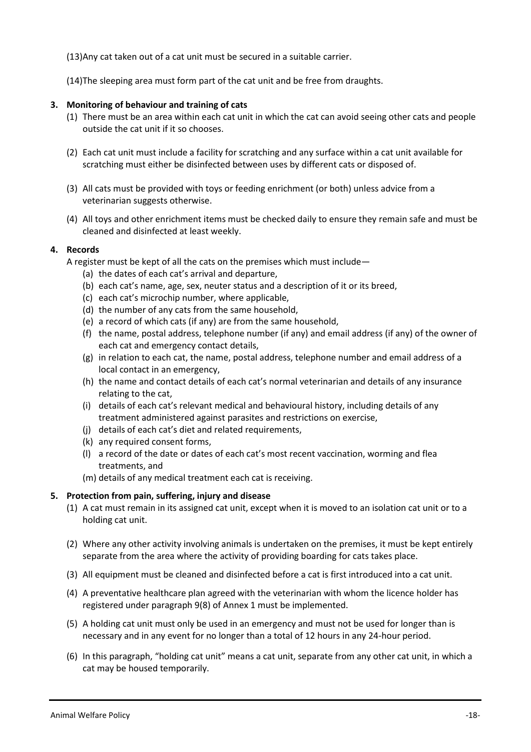(13)Any cat taken out of a cat unit must be secured in a suitable carrier.

(14)The sleeping area must form part of the cat unit and be free from draughts.

**3. Monitoring of behaviour and training of cats**

(1) There must be an area within each cat unit in which the cat can avoid seeing other cats and people outside the cat unit if it so chooses.

(2) Each cat unit must include a facility for scratching and any surface within a cat unit available for scratching must either be disinfected between uses by different cats or disposed of.

(3) All cats must be provided with toys or feeding enrichment (or both) unless advice from a veterinarian suggests otherwise.

(4) All toys and other enrichment items must be checked daily to ensure they remain safe and must be cleaned and disinfected at least weekly.

**4. Records**

A register must be kept of all the cats on the premises which must include—

(a) the dates of each cat's arrival and departure,
(b) each cat's name, age, sex, neuter status and a description of it or its breed,
(c) each cat's microchip number, where applicable,
(d) the number of any cats from the same household,
(e) a record of which cats (if any) are from the same household,
(f) the name, postal address, telephone number (if any) and email address (if any) of the owner of each cat and emergency contact details,
(g) in relation to each cat, the name, postal address, telephone number and email address of a local contact in an emergency,
(h) the name and contact details of each cat's normal veterinarian and details of any insurance relating to the cat,
(i) details of each cat's relevant medical and behavioural history, including details of any treatment administered against parasites and restrictions on exercise,
(j) details of each cat's diet and related requirements,
(k) any required consent forms,
(l) a record of the date or dates of each cat's most recent vaccination, worming and flea treatments, and
(m) details of any medical treatment each cat is receiving.

**5. Protection from pain, suffering, injury and disease**

(1) A cat must remain in its assigned cat unit, except when it is moved to an isolation cat unit or to a holding cat unit.

(2) Where any other activity involving animals is undertaken on the premises, it must be kept entirely separate from the area where the activity of providing boarding for cats takes place.

(3) All equipment must be cleaned and disinfected before a cat is first introduced into a cat unit.

(4) A preventative healthcare plan agreed with the veterinarian with whom the licence holder has registered under paragraph 9(8) of Annex 1 must be implemented.

(5) A holding cat unit must only be used in an emergency and must not be used for longer than is necessary and in any event for no longer than a total of 12 hours in any 24-hour period.

(6) In this paragraph, "holding cat unit" means a cat unit, separate from any other cat unit, in which a cat may be housed temporarily.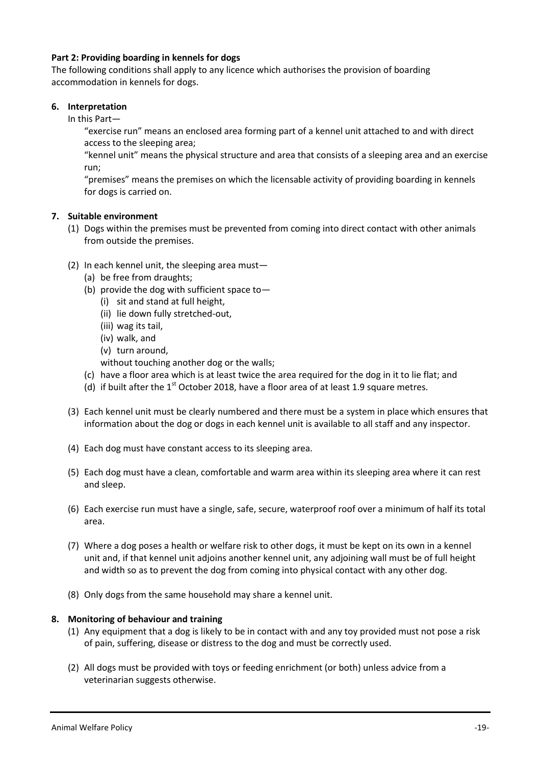**Part 2: Providing boarding in kennels for dogs**

The following conditions shall apply to any licence which authorises the provision of boarding accommodation in kennels for dogs.

**6. Interpretation**

In this Part—

"exercise run" means an enclosed area forming part of a kennel unit attached to and with direct access to the sleeping area;

"kennel unit" means the physical structure and area that consists of a sleeping area and an exercise run;

"premises" means the premises on which the licensable activity of providing boarding in kennels for dogs is carried on.

**7. Suitable environment**

(1) Dogs within the premises must be prevented from coming into direct contact with other animals from outside the premises.

(2) In each kennel unit, the sleeping area must—

- (a) be free from draughts;
- (b) provide the dog with sufficient space to—
  - (i) sit and stand at full height,
  - (ii) lie down fully stretched-out,
  - (iii) wag its tail,
  - (iv) walk, and
  - (v) turn around,

  without touching another dog or the walls;
- (c) have a floor area which is at least twice the area required for the dog in it to lie flat; and
- (d) if built after the 1st October 2018, have a floor area of at least 1.9 square metres.

(3) Each kennel unit must be clearly numbered and there must be a system in place which ensures that information about the dog or dogs in each kennel unit is available to all staff and any inspector.

(4) Each dog must have constant access to its sleeping area.

(5) Each dog must have a clean, comfortable and warm area within its sleeping area where it can rest and sleep.

(6) Each exercise run must have a single, safe, secure, waterproof roof over a minimum of half its total area.

(7) Where a dog poses a health or welfare risk to other dogs, it must be kept on its own in a kennel unit and, if that kennel unit adjoins another kennel unit, any adjoining wall must be of full height and width so as to prevent the dog from coming into physical contact with any other dog.

(8) Only dogs from the same household may share a kennel unit.

**8. Monitoring of behaviour and training**

(1) Any equipment that a dog is likely to be in contact with and any toy provided must not pose a risk of pain, suffering, disease or distress to the dog and must be correctly used.

(2) All dogs must be provided with toys or feeding enrichment (or both) unless advice from a veterinarian suggests otherwise.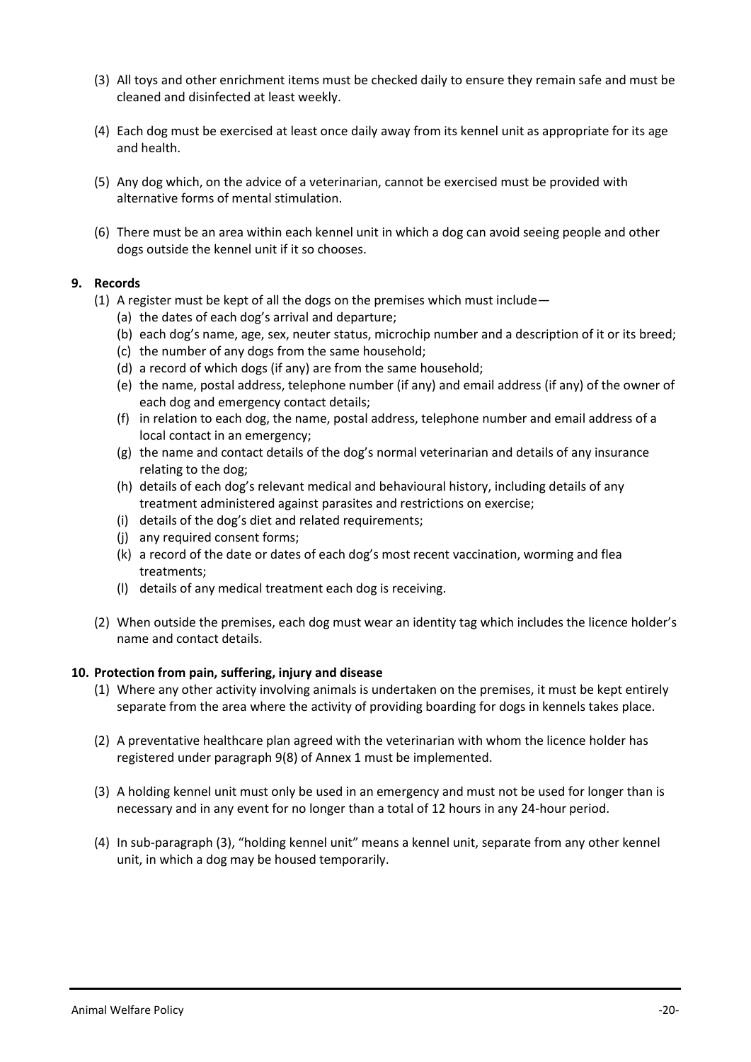(3) All toys and other enrichment items must be checked daily to ensure they remain safe and must be cleaned and disinfected at least weekly.

(4) Each dog must be exercised at least once daily away from its kennel unit as appropriate for its age and health.

(5) Any dog which, on the advice of a veterinarian, cannot be exercised must be provided with alternative forms of mental stimulation.

(6) There must be an area within each kennel unit in which a dog can avoid seeing people and other dogs outside the kennel unit if it so chooses.

**9. Records**

(1) A register must be kept of all the dogs on the premises which must include—
  (a) the dates of each dog's arrival and departure;
  (b) each dog's name, age, sex, neuter status, microchip number and a description of it or its breed;
  (c) the number of any dogs from the same household;
  (d) a record of which dogs (if any) are from the same household;
  (e) the name, postal address, telephone number (if any) and email address (if any) of the owner of each dog and emergency contact details;
  (f) in relation to each dog, the name, postal address, telephone number and email address of a local contact in an emergency;
  (g) the name and contact details of the dog's normal veterinarian and details of any insurance relating to the dog;
  (h) details of each dog's relevant medical and behavioural history, including details of any treatment administered against parasites and restrictions on exercise;
  (i) details of the dog's diet and related requirements;
  (j) any required consent forms;
  (k) a record of the date or dates of each dog's most recent vaccination, worming and flea treatments;
  (l) details of any medical treatment each dog is receiving.

(2) When outside the premises, each dog must wear an identity tag which includes the licence holder's name and contact details.

**10. Protection from pain, suffering, injury and disease**

(1) Where any other activity involving animals is undertaken on the premises, it must be kept entirely separate from the area where the activity of providing boarding for dogs in kennels takes place.

(2) A preventative healthcare plan agreed with the veterinarian with whom the licence holder has registered under paragraph 9(8) of Annex 1 must be implemented.

(3) A holding kennel unit must only be used in an emergency and must not be used for longer than is necessary and in any event for no longer than a total of 12 hours in any 24-hour period.

(4) In sub-paragraph (3), "holding kennel unit" means a kennel unit, separate from any other kennel unit, in which a dog may be housed temporarily.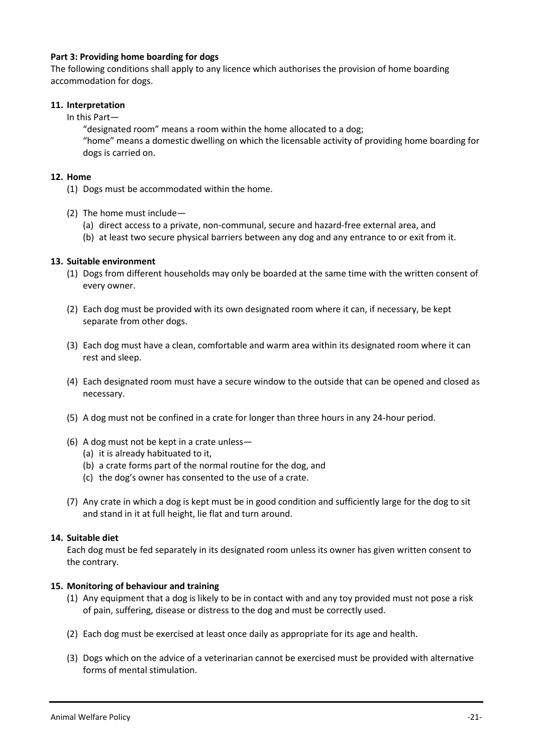**Part 3: Providing home boarding for dogs**

The following conditions shall apply to any licence which authorises the provision of home boarding accommodation for dogs.

**11. Interpretation**

In this Part—

"designated room" means a room within the home allocated to a dog;

"home" means a domestic dwelling on which the licensable activity of providing home boarding for dogs is carried on.

**12. Home**

(1) Dogs must be accommodated within the home.

(2) The home must include—
  (a) direct access to a private, non-communal, secure and hazard-free external area, and
  (b) at least two secure physical barriers between any dog and any entrance to or exit from it.

**13. Suitable environment**

(1) Dogs from different households may only be boarded at the same time with the written consent of every owner.

(2) Each dog must be provided with its own designated room where it can, if necessary, be kept separate from other dogs.

(3) Each dog must have a clean, comfortable and warm area within its designated room where it can rest and sleep.

(4) Each designated room must have a secure window to the outside that can be opened and closed as necessary.

(5) A dog must not be confined in a crate for longer than three hours in any 24-hour period.

(6) A dog must not be kept in a crate unless—
  (a) it is already habituated to it,
  (b) a crate forms part of the normal routine for the dog, and
  (c) the dog's owner has consented to the use of a crate.

(7) Any crate in which a dog is kept must be in good condition and sufficiently large for the dog to sit and stand in it at full height, lie flat and turn around.

**14. Suitable diet**

Each dog must be fed separately in its designated room unless its owner has given written consent to the contrary.

**15. Monitoring of behaviour and training**

(1) Any equipment that a dog is likely to be in contact with and any toy provided must not pose a risk of pain, suffering, disease or distress to the dog and must be correctly used.

(2) Each dog must be exercised at least once daily as appropriate for its age and health.

(3) Dogs which on the advice of a veterinarian cannot be exercised must be provided with alternative forms of mental stimulation.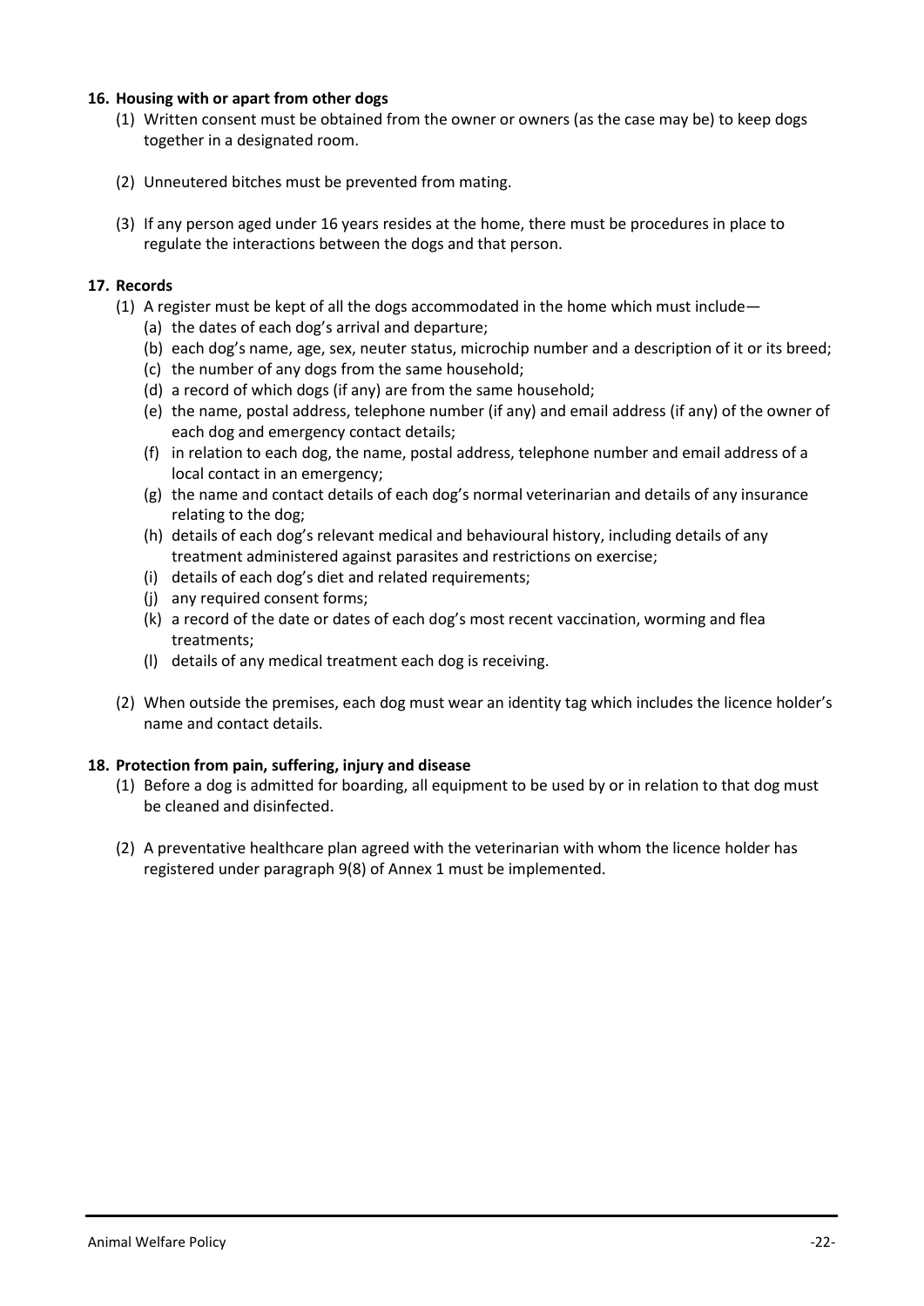**16. Housing with or apart from other dogs**

(1) Written consent must be obtained from the owner or owners (as the case may be) to keep dogs together in a designated room.

(2) Unneutered bitches must be prevented from mating.

(3) If any person aged under 16 years resides at the home, there must be procedures in place to regulate the interactions between the dogs and that person.

**17. Records**

(1) A register must be kept of all the dogs accommodated in the home which must include—

(a) the dates of each dog's arrival and departure;

(b) each dog's name, age, sex, neuter status, microchip number and a description of it or its breed;

(c) the number of any dogs from the same household;

(d) a record of which dogs (if any) are from the same household;

(e) the name, postal address, telephone number (if any) and email address (if any) of the owner of each dog and emergency contact details;

(f) in relation to each dog, the name, postal address, telephone number and email address of a local contact in an emergency;

(g) the name and contact details of each dog's normal veterinarian and details of any insurance relating to the dog;

(h) details of each dog's relevant medical and behavioural history, including details of any treatment administered against parasites and restrictions on exercise;

(i) details of each dog's diet and related requirements;

(j) any required consent forms;

(k) a record of the date or dates of each dog's most recent vaccination, worming and flea treatments;

(l) details of any medical treatment each dog is receiving.

(2) When outside the premises, each dog must wear an identity tag which includes the licence holder's name and contact details.

**18. Protection from pain, suffering, injury and disease**

(1) Before a dog is admitted for boarding, all equipment to be used by or in relation to that dog must be cleaned and disinfected.

(2) A preventative healthcare plan agreed with the veterinarian with whom the licence holder has registered under paragraph 9(8) of Annex 1 must be implemented.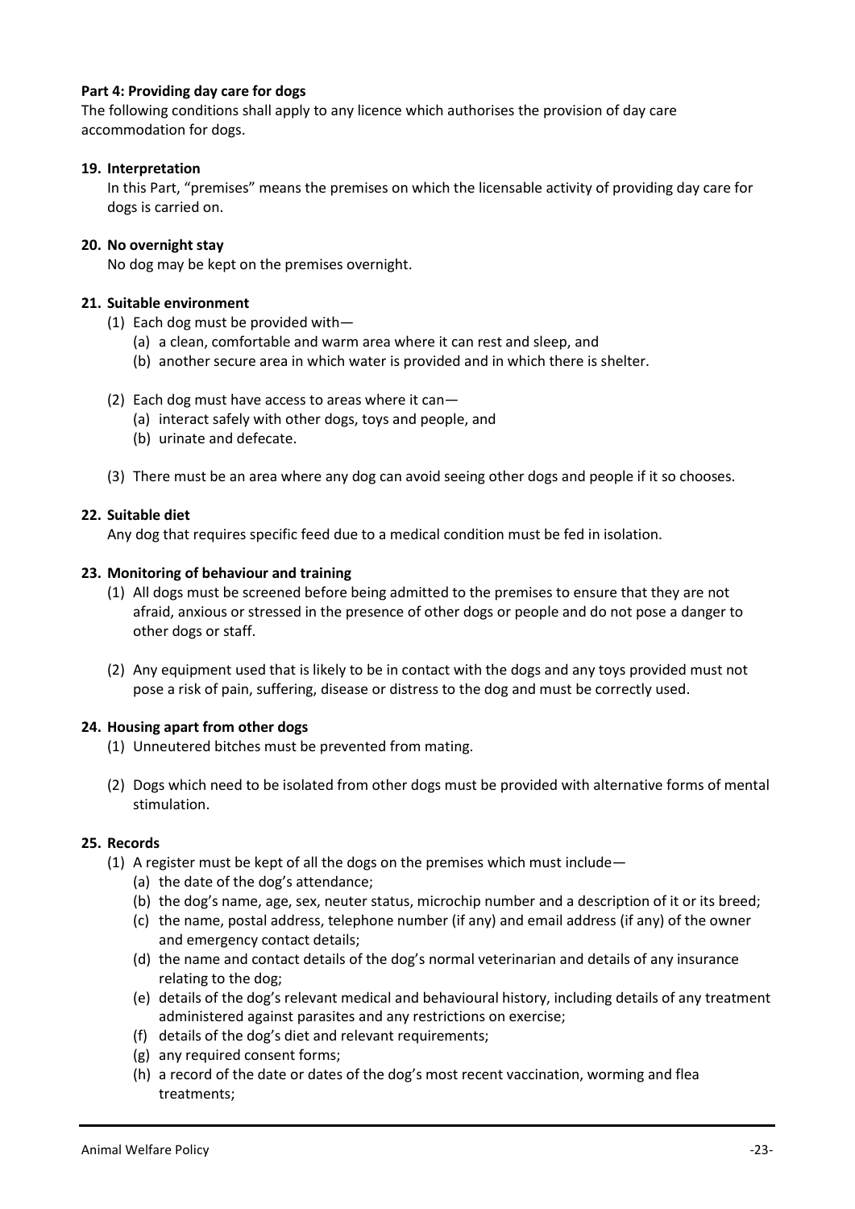**Part 4: Providing day care for dogs**

The following conditions shall apply to any licence which authorises the provision of day care accommodation for dogs.

**19. Interpretation**

In this Part, "premises" means the premises on which the licensable activity of providing day care for dogs is carried on.

**20. No overnight stay**

No dog may be kept on the premises overnight.

**21. Suitable environment**

(1) Each dog must be provided with—

- (a) a clean, comfortable and warm area where it can rest and sleep, and
- (b) another secure area in which water is provided and in which there is shelter.

(2) Each dog must have access to areas where it can—

- (a) interact safely with other dogs, toys and people, and
- (b) urinate and defecate.

(3) There must be an area where any dog can avoid seeing other dogs and people if it so chooses.

**22. Suitable diet**

Any dog that requires specific feed due to a medical condition must be fed in isolation.

**23. Monitoring of behaviour and training**

(1) All dogs must be screened before being admitted to the premises to ensure that they are not afraid, anxious or stressed in the presence of other dogs or people and do not pose a danger to other dogs or staff.

(2) Any equipment used that is likely to be in contact with the dogs and any toys provided must not pose a risk of pain, suffering, disease or distress to the dog and must be correctly used.

**24. Housing apart from other dogs**

(1) Unneutered bitches must be prevented from mating.

(2) Dogs which need to be isolated from other dogs must be provided with alternative forms of mental stimulation.

**25. Records**

(1) A register must be kept of all the dogs on the premises which must include—

- (a) the date of the dog's attendance;
- (b) the dog's name, age, sex, neuter status, microchip number and a description of it or its breed;
- (c) the name, postal address, telephone number (if any) and email address (if any) of the owner and emergency contact details;
- (d) the name and contact details of the dog's normal veterinarian and details of any insurance relating to the dog;
- (e) details of the dog's relevant medical and behavioural history, including details of any treatment administered against parasites and any restrictions on exercise;
- (f) details of the dog's diet and relevant requirements;
- (g) any required consent forms;
- (h) a record of the date or dates of the dog's most recent vaccination, worming and flea treatments;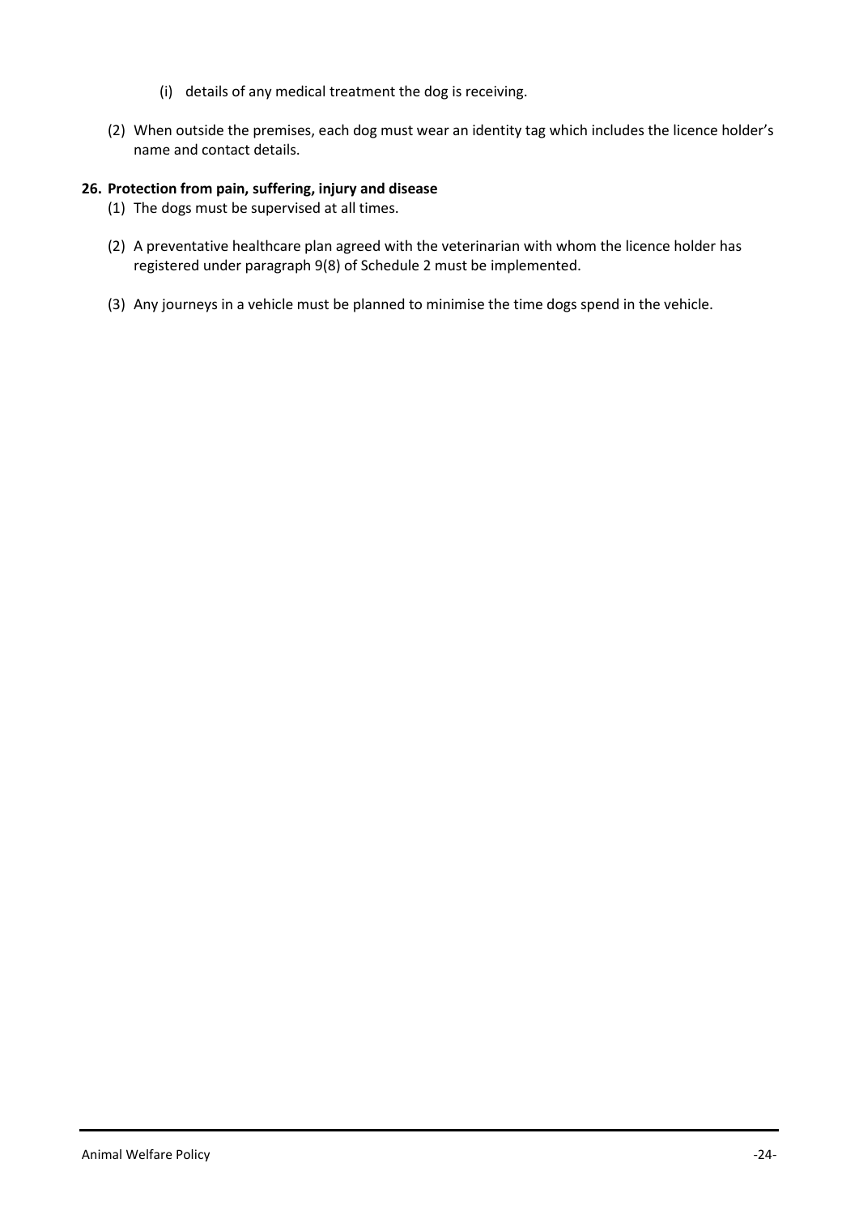(i) details of any medical treatment the dog is receiving.

(2) When outside the premises, each dog must wear an identity tag which includes the licence holder's name and contact details.

**26. Protection from pain, suffering, injury and disease**

(1) The dogs must be supervised at all times.

(2) A preventative healthcare plan agreed with the veterinarian with whom the licence holder has registered under paragraph 9(8) of Schedule 2 must be implemented.

(3) Any journeys in a vehicle must be planned to minimise the time dogs spend in the vehicle.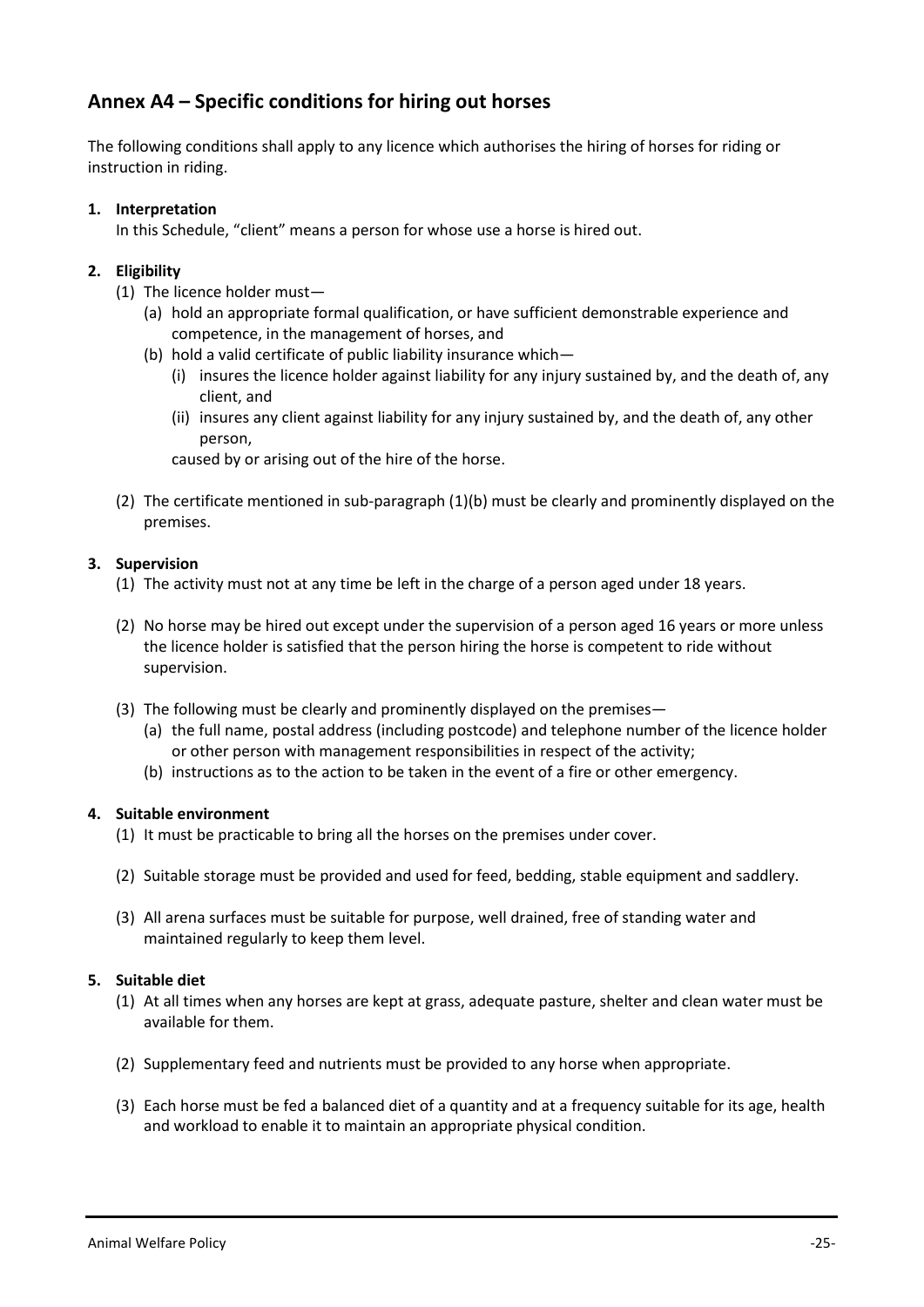## Annex A4 – Specific conditions for hiring out horses

The following conditions shall apply to any licence which authorises the hiring of horses for riding or instruction in riding.

**1. Interpretation**

In this Schedule, "client" means a person for whose use a horse is hired out.

**2. Eligibility**

(1) The licence holder must—

(a) hold an appropriate formal qualification, or have sufficient demonstrable experience and competence, in the management of horses, and

(b) hold a valid certificate of public liability insurance which—

(i) insures the licence holder against liability for any injury sustained by, and the death of, any client, and

(ii) insures any client against liability for any injury sustained by, and the death of, any other person,

caused by or arising out of the hire of the horse.

(2) The certificate mentioned in sub-paragraph (1)(b) must be clearly and prominently displayed on the premises.

**3. Supervision**

(1) The activity must not at any time be left in the charge of a person aged under 18 years.

(2) No horse may be hired out except under the supervision of a person aged 16 years or more unless the licence holder is satisfied that the person hiring the horse is competent to ride without supervision.

(3) The following must be clearly and prominently displayed on the premises—

(a) the full name, postal address (including postcode) and telephone number of the licence holder or other person with management responsibilities in respect of the activity;

(b) instructions as to the action to be taken in the event of a fire or other emergency.

**4. Suitable environment**

(1) It must be practicable to bring all the horses on the premises under cover.

(2) Suitable storage must be provided and used for feed, bedding, stable equipment and saddlery.

(3) All arena surfaces must be suitable for purpose, well drained, free of standing water and maintained regularly to keep them level.

**5. Suitable diet**

(1) At all times when any horses are kept at grass, adequate pasture, shelter and clean water must be available for them.

(2) Supplementary feed and nutrients must be provided to any horse when appropriate.

(3) Each horse must be fed a balanced diet of a quantity and at a frequency suitable for its age, health and workload to enable it to maintain an appropriate physical condition.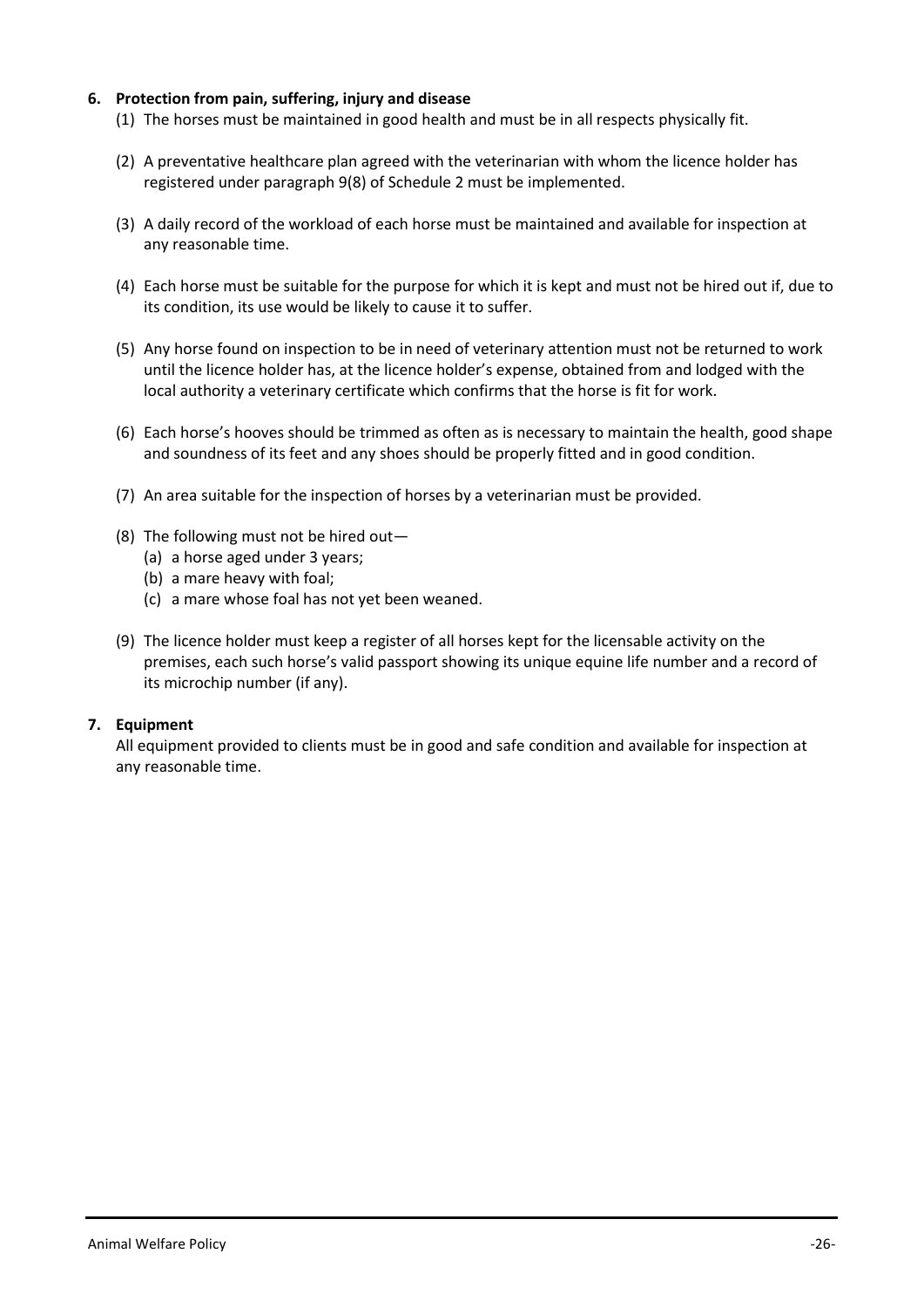**6. Protection from pain, suffering, injury and disease**

(1) The horses must be maintained in good health and must be in all respects physically fit.

(2) A preventative healthcare plan agreed with the veterinarian with whom the licence holder has registered under paragraph 9(8) of Schedule 2 must be implemented.

(3) A daily record of the workload of each horse must be maintained and available for inspection at any reasonable time.

(4) Each horse must be suitable for the purpose for which it is kept and must not be hired out if, due to its condition, its use would be likely to cause it to suffer.

(5) Any horse found on inspection to be in need of veterinary attention must not be returned to work until the licence holder has, at the licence holder's expense, obtained from and lodged with the local authority a veterinary certificate which confirms that the horse is fit for work.

(6) Each horse's hooves should be trimmed as often as is necessary to maintain the health, good shape and soundness of its feet and any shoes should be properly fitted and in good condition.

(7) An area suitable for the inspection of horses by a veterinarian must be provided.

(8) The following must not be hired out—

  (a) a horse aged under 3 years;

  (b) a mare heavy with foal;

  (c) a mare whose foal has not yet been weaned.

(9) The licence holder must keep a register of all horses kept for the licensable activity on the premises, each such horse's valid passport showing its unique equine life number and a record of its microchip number (if any).

**7. Equipment**

All equipment provided to clients must be in good and safe condition and available for inspection at any reasonable time.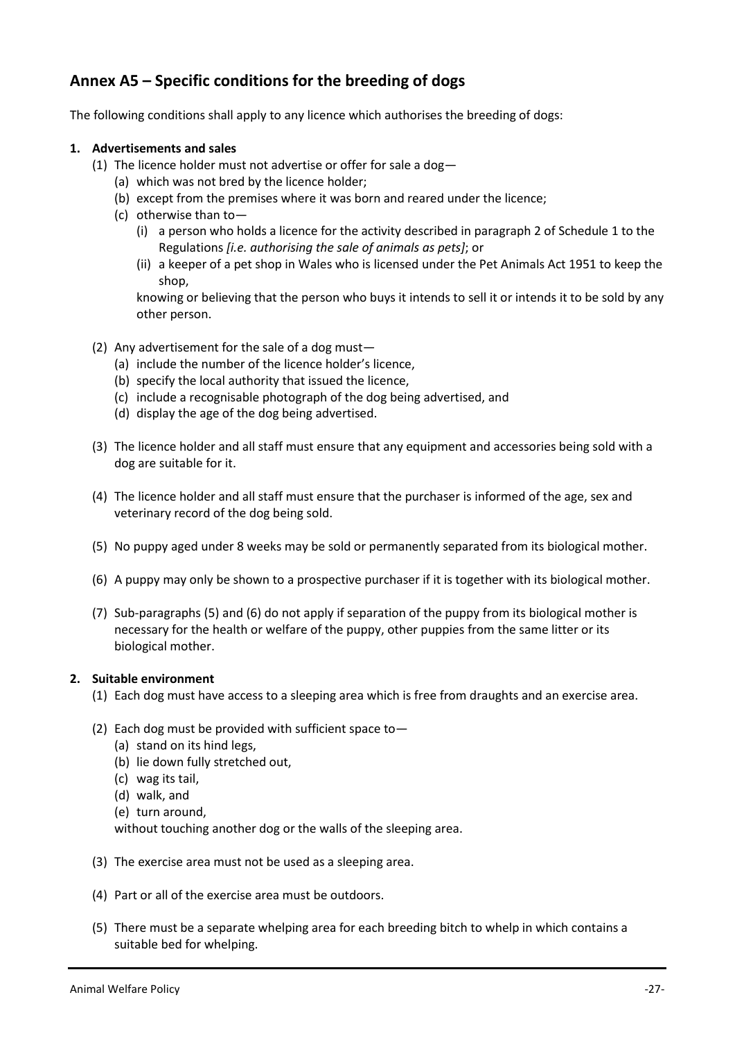## Annex A5 – Specific conditions for the breeding of dogs

The following conditions shall apply to any licence which authorises the breeding of dogs:

**1. Advertisements and sales**

(1) The licence holder must not advertise or offer for sale a dog—

(a) which was not bred by the licence holder;

(b) except from the premises where it was born and reared under the licence;

(c) otherwise than to—

(i) a person who holds a licence for the activity described in paragraph 2 of Schedule 1 to the Regulations *[i.e. authorising the sale of animals as pets]*; or

(ii) a keeper of a pet shop in Wales who is licensed under the Pet Animals Act 1951 to keep the shop,

knowing or believing that the person who buys it intends to sell it or intends it to be sold by any other person.

(2) Any advertisement for the sale of a dog must—

(a) include the number of the licence holder's licence,

(b) specify the local authority that issued the licence,

(c) include a recognisable photograph of the dog being advertised, and

(d) display the age of the dog being advertised.

(3) The licence holder and all staff must ensure that any equipment and accessories being sold with a dog are suitable for it.

(4) The licence holder and all staff must ensure that the purchaser is informed of the age, sex and veterinary record of the dog being sold.

(5) No puppy aged under 8 weeks may be sold or permanently separated from its biological mother.

(6) A puppy may only be shown to a prospective purchaser if it is together with its biological mother.

(7) Sub-paragraphs (5) and (6) do not apply if separation of the puppy from its biological mother is necessary for the health or welfare of the puppy, other puppies from the same litter or its biological mother.

**2. Suitable environment**

(1) Each dog must have access to a sleeping area which is free from draughts and an exercise area.

(2) Each dog must be provided with sufficient space to—

(a) stand on its hind legs,

(b) lie down fully stretched out,

(c) wag its tail,

(d) walk, and

(e) turn around,

without touching another dog or the walls of the sleeping area.

(3) The exercise area must not be used as a sleeping area.

(4) Part or all of the exercise area must be outdoors.

(5) There must be a separate whelping area for each breeding bitch to whelp in which contains a suitable bed for whelping.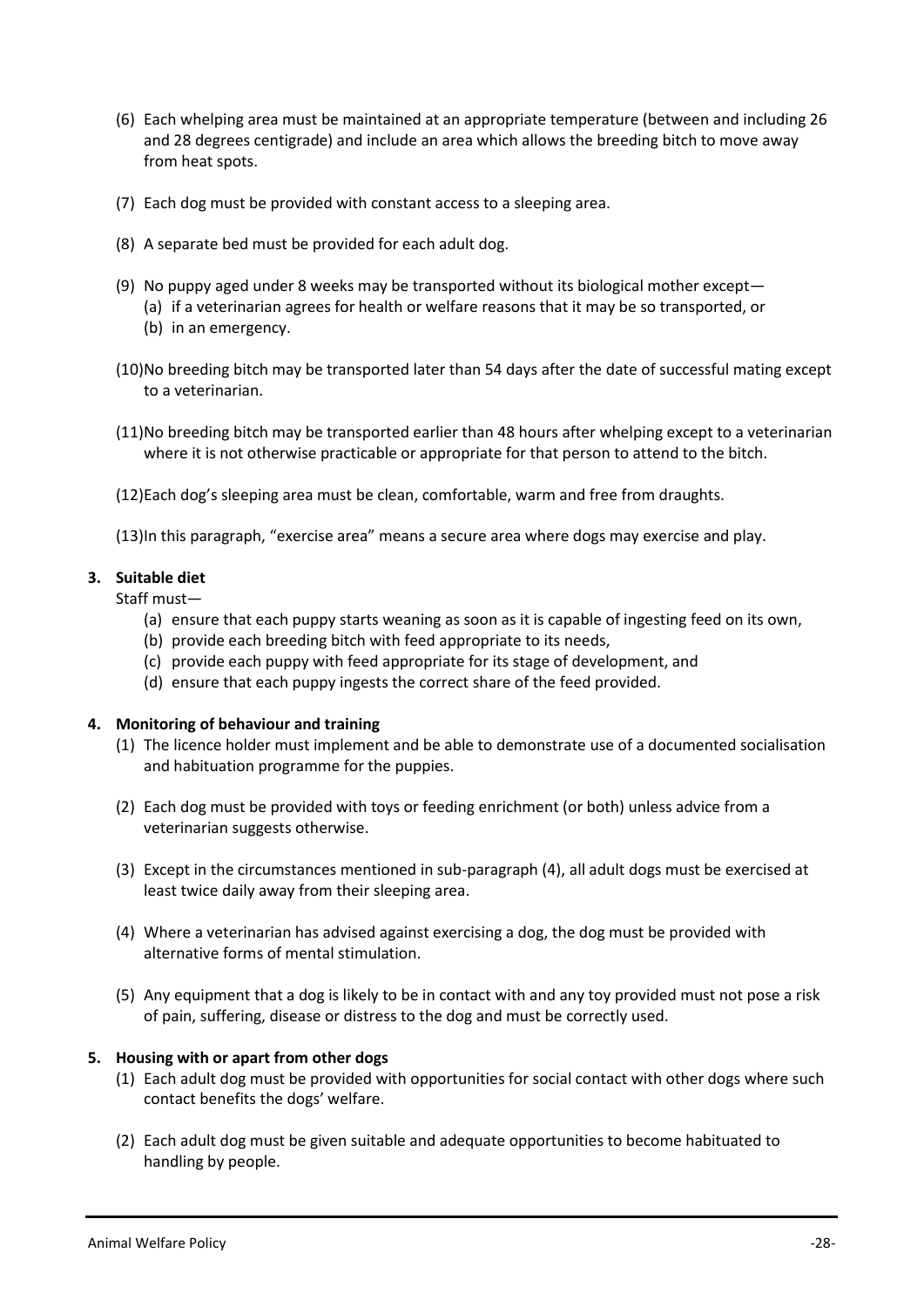(6) Each whelping area must be maintained at an appropriate temperature (between and including 26 and 28 degrees centigrade) and include an area which allows the breeding bitch to move away from heat spots.

(7) Each dog must be provided with constant access to a sleeping area.

(8) A separate bed must be provided for each adult dog.

(9) No puppy aged under 8 weeks may be transported without its biological mother except—
   (a) if a veterinarian agrees for health or welfare reasons that it may be so transported, or
   (b) in an emergency.

(10) No breeding bitch may be transported later than 54 days after the date of successful mating except to a veterinarian.

(11) No breeding bitch may be transported earlier than 48 hours after whelping except to a veterinarian where it is not otherwise practicable or appropriate for that person to attend to the bitch.

(12) Each dog's sleeping area must be clean, comfortable, warm and free from draughts.

(13) In this paragraph, "exercise area" means a secure area where dogs may exercise and play.

**3. Suitable diet**

Staff must—

(a) ensure that each puppy starts weaning as soon as it is capable of ingesting feed on its own,
(b) provide each breeding bitch with feed appropriate to its needs,
(c) provide each puppy with feed appropriate for its stage of development, and
(d) ensure that each puppy ingests the correct share of the feed provided.

**4. Monitoring of behaviour and training**

(1) The licence holder must implement and be able to demonstrate use of a documented socialisation and habituation programme for the puppies.

(2) Each dog must be provided with toys or feeding enrichment (or both) unless advice from a veterinarian suggests otherwise.

(3) Except in the circumstances mentioned in sub-paragraph (4), all adult dogs must be exercised at least twice daily away from their sleeping area.

(4) Where a veterinarian has advised against exercising a dog, the dog must be provided with alternative forms of mental stimulation.

(5) Any equipment that a dog is likely to be in contact with and any toy provided must not pose a risk of pain, suffering, disease or distress to the dog and must be correctly used.

**5. Housing with or apart from other dogs**

(1) Each adult dog must be provided with opportunities for social contact with other dogs where such contact benefits the dogs' welfare.

(2) Each adult dog must be given suitable and adequate opportunities to become habituated to handling by people.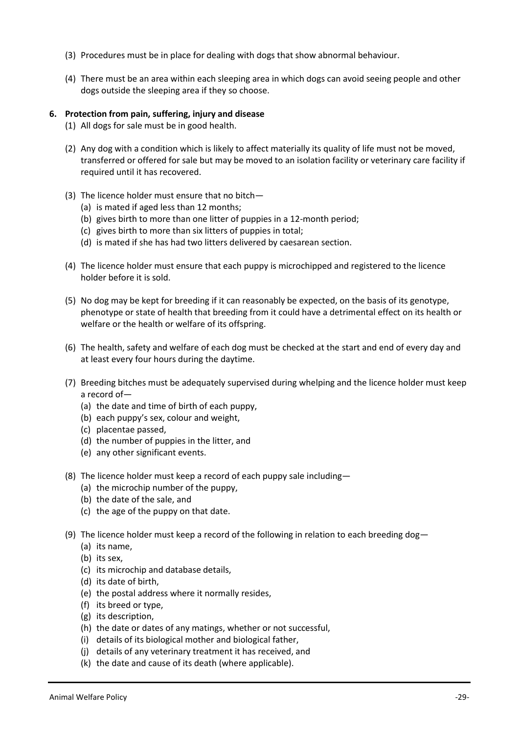(3) Procedures must be in place for dealing with dogs that show abnormal behaviour.

(4) There must be an area within each sleeping area in which dogs can avoid seeing people and other dogs outside the sleeping area if they so choose.

**6. Protection from pain, suffering, injury and disease**

(1) All dogs for sale must be in good health.

(2) Any dog with a condition which is likely to affect materially its quality of life must not be moved, transferred or offered for sale but may be moved to an isolation facility or veterinary care facility if required until it has recovered.

(3) The licence holder must ensure that no bitch—
- (a) is mated if aged less than 12 months;
- (b) gives birth to more than one litter of puppies in a 12-month period;
- (c) gives birth to more than six litters of puppies in total;
- (d) is mated if she has had two litters delivered by caesarean section.

(4) The licence holder must ensure that each puppy is microchipped and registered to the licence holder before it is sold.

(5) No dog may be kept for breeding if it can reasonably be expected, on the basis of its genotype, phenotype or state of health that breeding from it could have a detrimental effect on its health or welfare or the health or welfare of its offspring.

(6) The health, safety and welfare of each dog must be checked at the start and end of every day and at least every four hours during the daytime.

(7) Breeding bitches must be adequately supervised during whelping and the licence holder must keep a record of—
- (a) the date and time of birth of each puppy,
- (b) each puppy's sex, colour and weight,
- (c) placentae passed,
- (d) the number of puppies in the litter, and
- (e) any other significant events.

(8) The licence holder must keep a record of each puppy sale including—
- (a) the microchip number of the puppy,
- (b) the date of the sale, and
- (c) the age of the puppy on that date.

(9) The licence holder must keep a record of the following in relation to each breeding dog—
- (a) its name,
- (b) its sex,
- (c) its microchip and database details,
- (d) its date of birth,
- (e) the postal address where it normally resides,
- (f) its breed or type,
- (g) its description,
- (h) the date or dates of any matings, whether or not successful,
- (i) details of its biological mother and biological father,
- (j) details of any veterinary treatment it has received, and
- (k) the date and cause of its death (where applicable).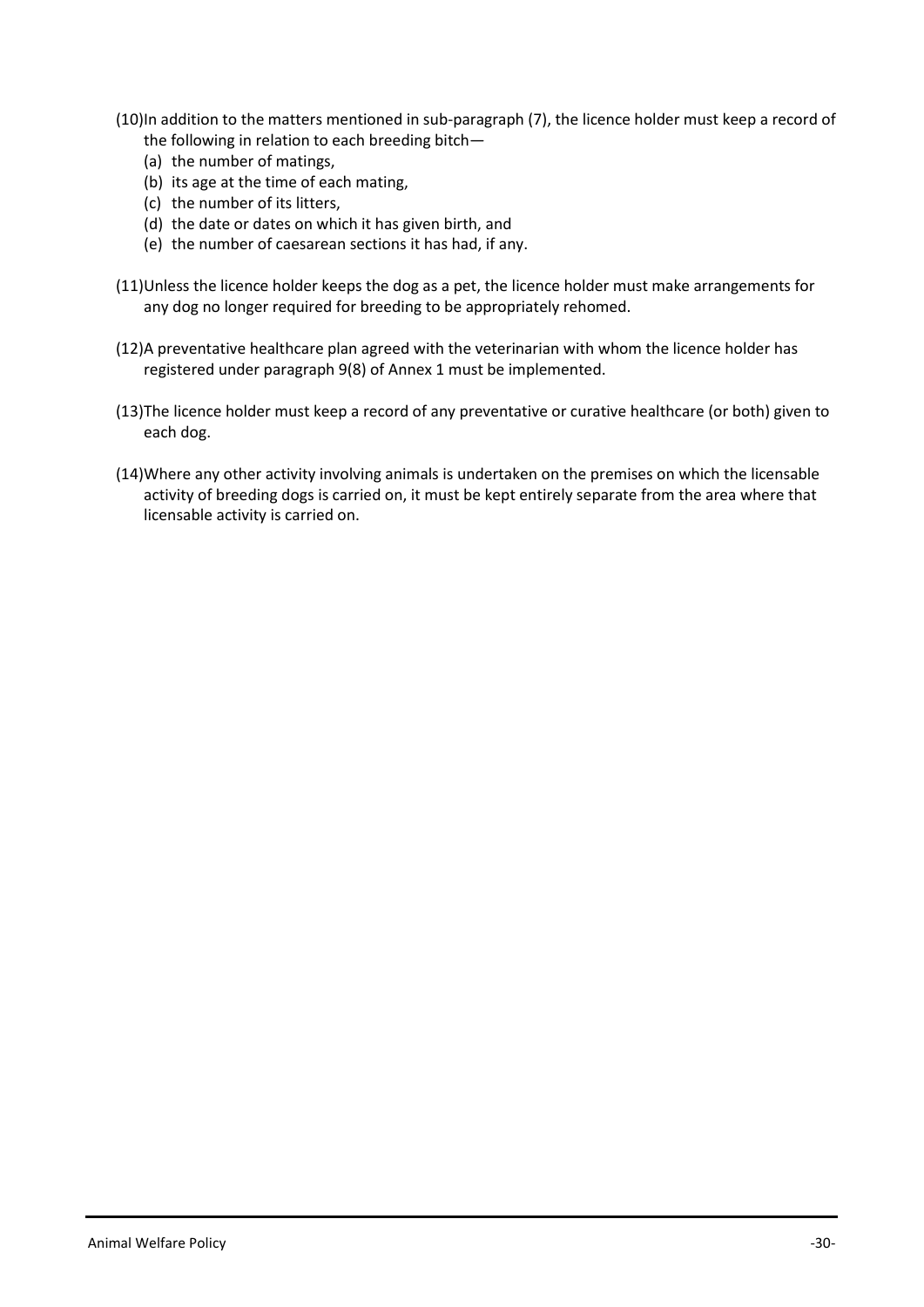(10)In addition to the matters mentioned in sub-paragraph (7), the licence holder must keep a record of the following in relation to each breeding bitch—

- (a) the number of matings,
- (b) its age at the time of each mating,
- (c) the number of its litters,
- (d) the date or dates on which it has given birth, and
- (e) the number of caesarean sections it has had, if any.

(11)Unless the licence holder keeps the dog as a pet, the licence holder must make arrangements for any dog no longer required for breeding to be appropriately rehomed.

(12)A preventative healthcare plan agreed with the veterinarian with whom the licence holder has registered under paragraph 9(8) of Annex 1 must be implemented.

(13)The licence holder must keep a record of any preventative or curative healthcare (or both) given to each dog.

(14)Where any other activity involving animals is undertaken on the premises on which the licensable activity of breeding dogs is carried on, it must be kept entirely separate from the area where that licensable activity is carried on.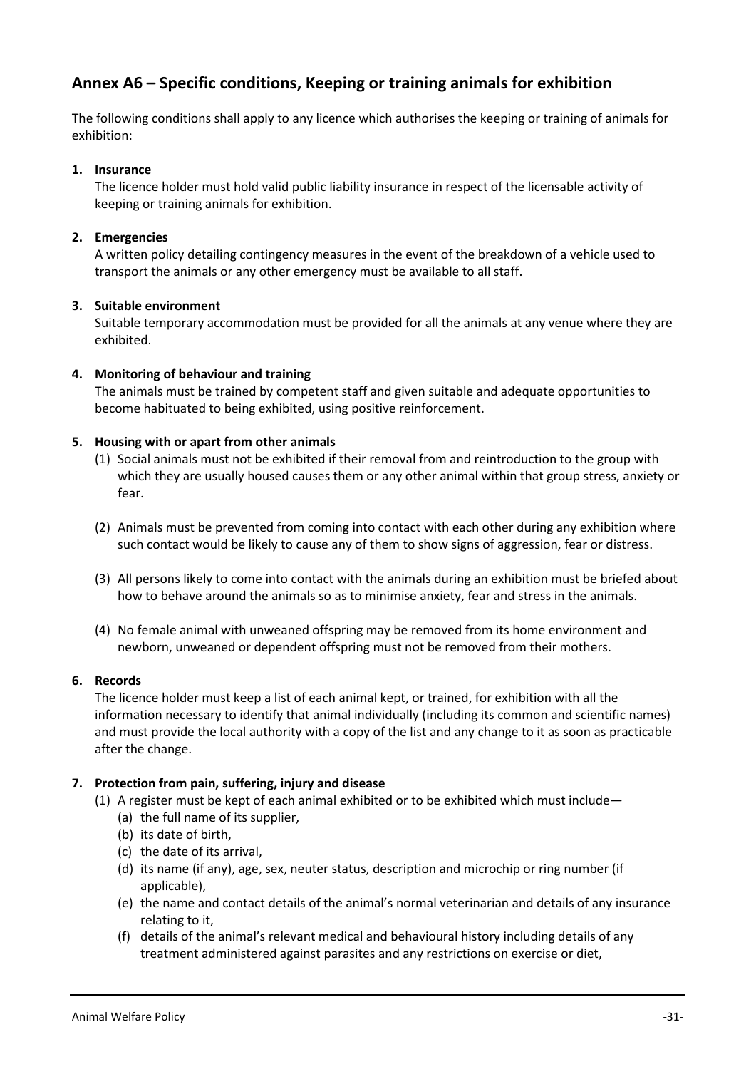## Annex A6 – Specific conditions, Keeping or training animals for exhibition

The following conditions shall apply to any licence which authorises the keeping or training of animals for exhibition:

1. **Insurance**
   The licence holder must hold valid public liability insurance in respect of the licensable activity of keeping or training animals for exhibition.

2. **Emergencies**
   A written policy detailing contingency measures in the event of the breakdown of a vehicle used to transport the animals or any other emergency must be available to all staff.

3. **Suitable environment**
   Suitable temporary accommodation must be provided for all the animals at any venue where they are exhibited.

4. **Monitoring of behaviour and training**
   The animals must be trained by competent staff and given suitable and adequate opportunities to become habituated to being exhibited, using positive reinforcement.

5. **Housing with or apart from other animals**
   (1) Social animals must not be exhibited if their removal from and reintroduction to the group with which they are usually housed causes them or any other animal within that group stress, anxiety or fear.

   (2) Animals must be prevented from coming into contact with each other during any exhibition where such contact would be likely to cause any of them to show signs of aggression, fear or distress.

   (3) All persons likely to come into contact with the animals during an exhibition must be briefed about how to behave around the animals so as to minimise anxiety, fear and stress in the animals.

   (4) No female animal with unweaned offspring may be removed from its home environment and newborn, unweaned or dependent offspring must not be removed from their mothers.

6. **Records**
   The licence holder must keep a list of each animal kept, or trained, for exhibition with all the information necessary to identify that animal individually (including its common and scientific names) and must provide the local authority with a copy of the list and any change to it as soon as practicable after the change.

7. **Protection from pain, suffering, injury and disease**
   (1) A register must be kept of each animal exhibited or to be exhibited which must include—
      (a) the full name of its supplier,
      (b) its date of birth,
      (c) the date of its arrival,
      (d) its name (if any), age, sex, neuter status, description and microchip or ring number (if applicable),
      (e) the name and contact details of the animal's normal veterinarian and details of any insurance relating to it,
      (f) details of the animal's relevant medical and behavioural history including details of any treatment administered against parasites and any restrictions on exercise or diet,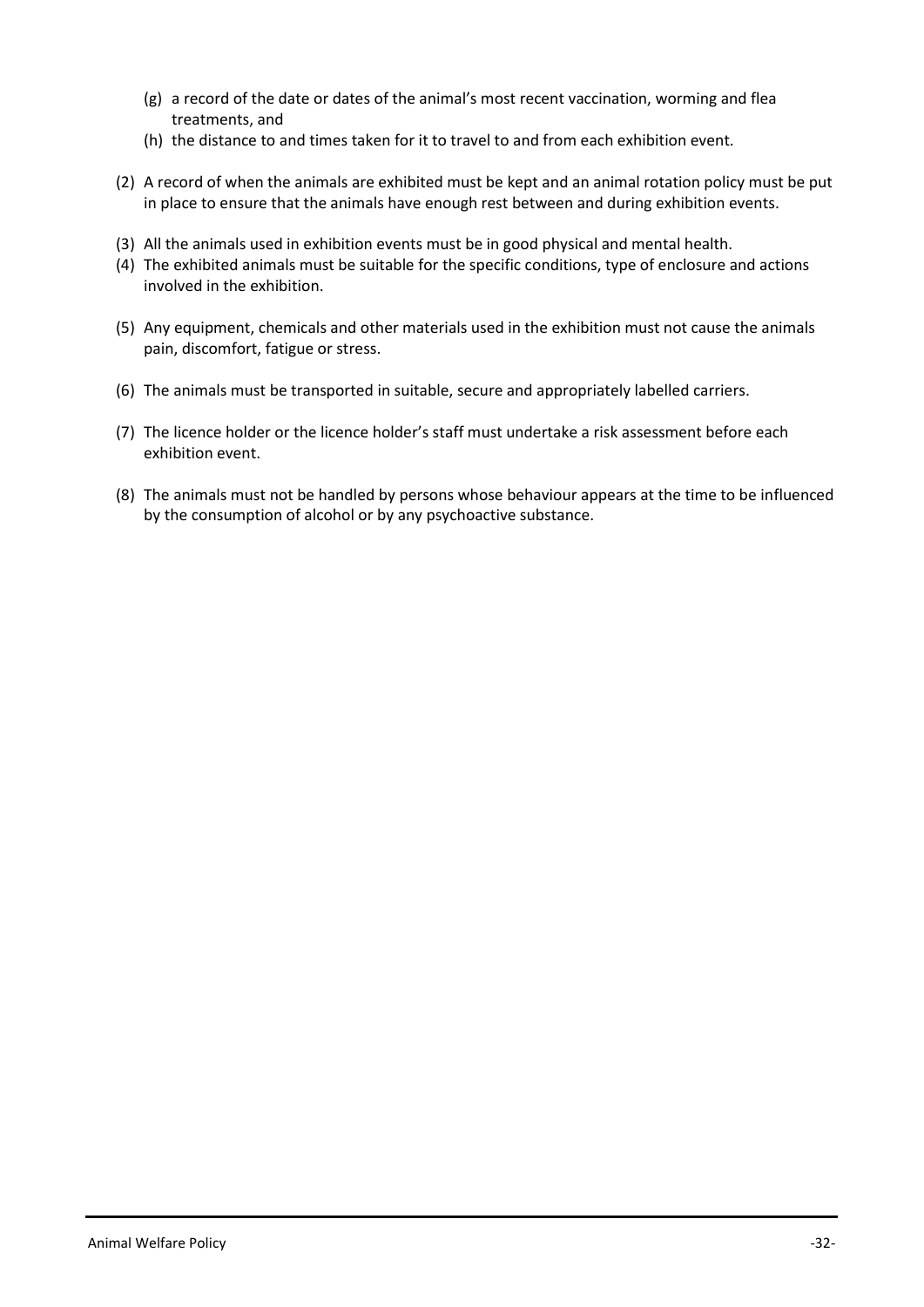(g) a record of the date or dates of the animal's most recent vaccination, worming and flea treatments, and
(h) the distance to and times taken for it to travel to and from each exhibition event.

(2) A record of when the animals are exhibited must be kept and an animal rotation policy must be put in place to ensure that the animals have enough rest between and during exhibition events.

(3) All the animals used in exhibition events must be in good physical and mental health.

(4) The exhibited animals must be suitable for the specific conditions, type of enclosure and actions involved in the exhibition.

(5) Any equipment, chemicals and other materials used in the exhibition must not cause the animals pain, discomfort, fatigue or stress.

(6) The animals must be transported in suitable, secure and appropriately labelled carriers.

(7) The licence holder or the licence holder's staff must undertake a risk assessment before each exhibition event.

(8) The animals must not be handled by persons whose behaviour appears at the time to be influenced by the consumption of alcohol or by any psychoactive substance.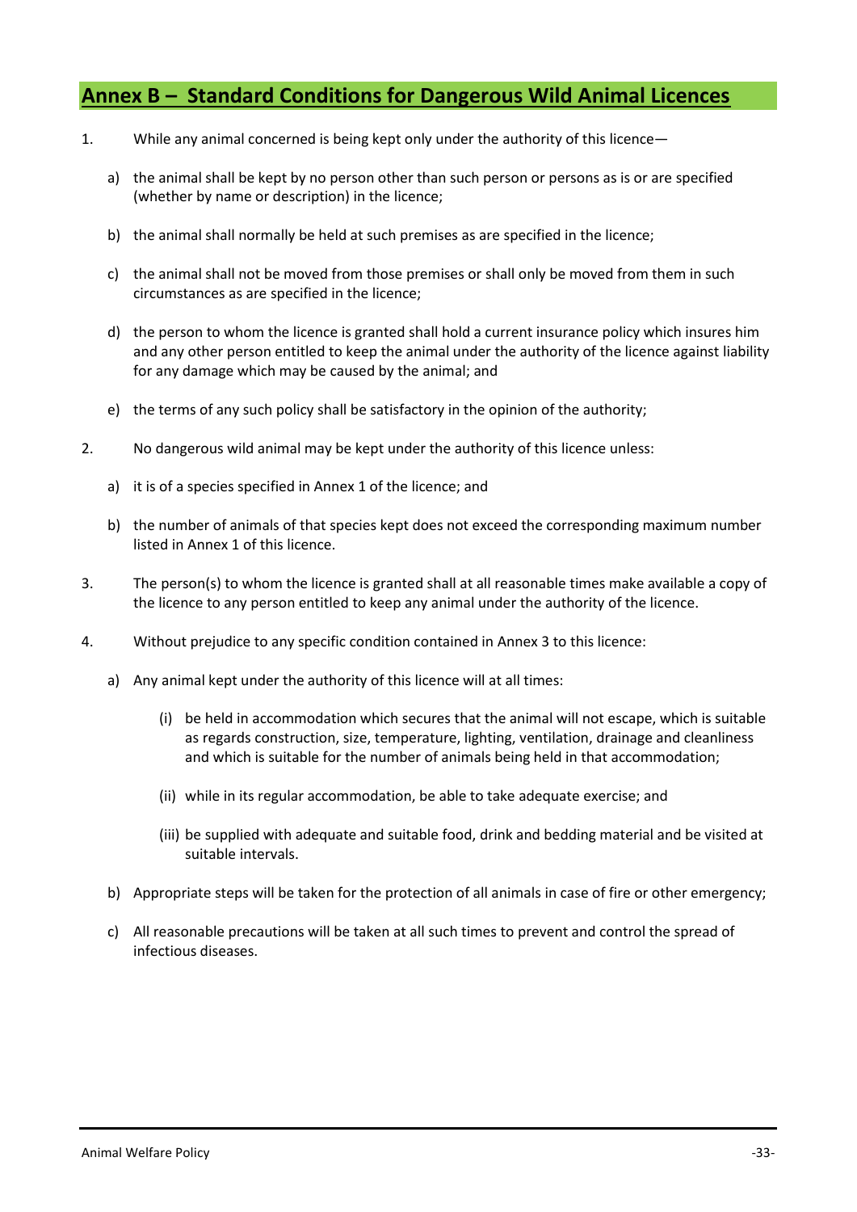## Annex B – Standard Conditions for Dangerous Wild Animal Licences

1. While any animal concerned is being kept only under the authority of this licence—

   a) the animal shall be kept by no person other than such person or persons as is or are specified (whether by name or description) in the licence;

   b) the animal shall normally be held at such premises as are specified in the licence;

   c) the animal shall not be moved from those premises or shall only be moved from them in such circumstances as are specified in the licence;

   d) the person to whom the licence is granted shall hold a current insurance policy which insures him and any other person entitled to keep the animal under the authority of the licence against liability for any damage which may be caused by the animal; and

   e) the terms of any such policy shall be satisfactory in the opinion of the authority;

2. No dangerous wild animal may be kept under the authority of this licence unless:

   a) it is of a species specified in Annex 1 of the licence; and

   b) the number of animals of that species kept does not exceed the corresponding maximum number listed in Annex 1 of this licence.

3. The person(s) to whom the licence is granted shall at all reasonable times make available a copy of the licence to any person entitled to keep any animal under the authority of the licence.

4. Without prejudice to any specific condition contained in Annex 3 to this licence:

   a) Any animal kept under the authority of this licence will at all times:

      (i) be held in accommodation which secures that the animal will not escape, which is suitable as regards construction, size, temperature, lighting, ventilation, drainage and cleanliness and which is suitable for the number of animals being held in that accommodation;

      (ii) while in its regular accommodation, be able to take adequate exercise; and

      (iii) be supplied with adequate and suitable food, drink and bedding material and be visited at suitable intervals.

   b) Appropriate steps will be taken for the protection of all animals in case of fire or other emergency;

   c) All reasonable precautions will be taken at all such times to prevent and control the spread of infectious diseases.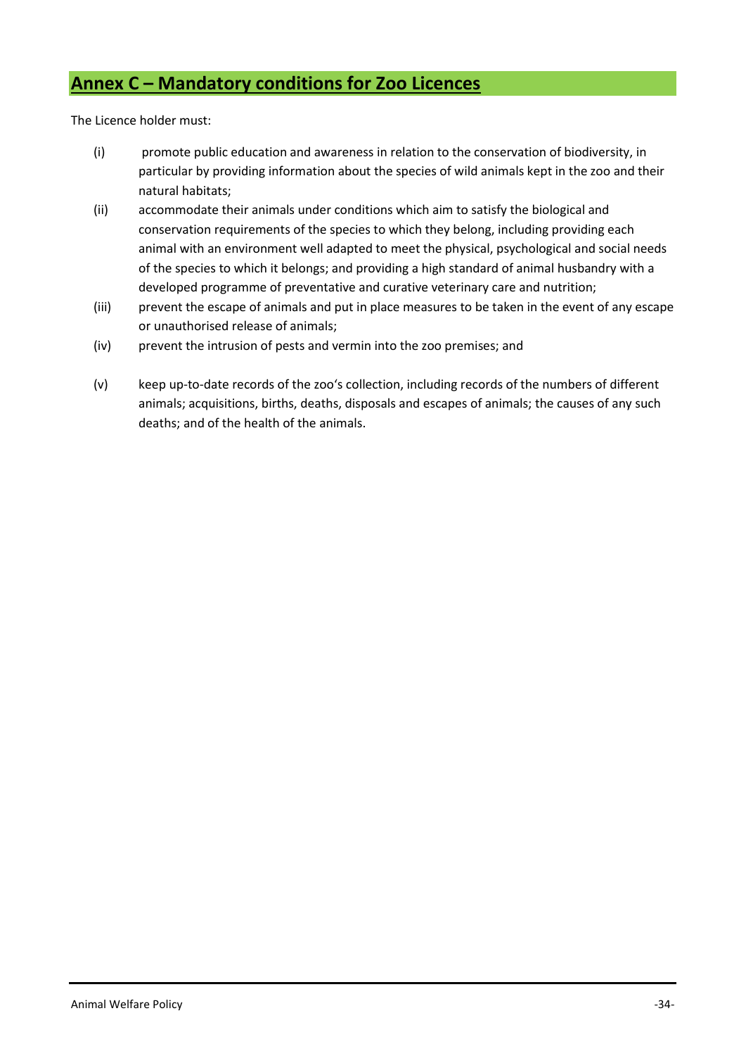## Annex C – Mandatory conditions for Zoo Licences

The Licence holder must:

(i) promote public education and awareness in relation to the conservation of biodiversity, in particular by providing information about the species of wild animals kept in the zoo and their natural habitats;

(ii) accommodate their animals under conditions which aim to satisfy the biological and conservation requirements of the species to which they belong, including providing each animal with an environment well adapted to meet the physical, psychological and social needs of the species to which it belongs; and providing a high standard of animal husbandry with a developed programme of preventative and curative veterinary care and nutrition;

(iii) prevent the escape of animals and put in place measures to be taken in the event of any escape or unauthorised release of animals;

(iv) prevent the intrusion of pests and vermin into the zoo premises; and

(v) keep up-to-date records of the zoo's collection, including records of the numbers of different animals; acquisitions, births, deaths, disposals and escapes of animals; the causes of any such deaths; and of the health of the animals.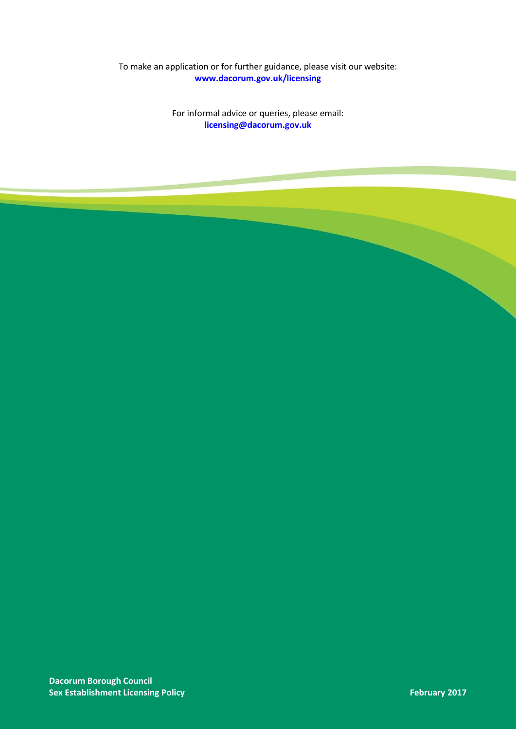To make an application or for further guidance, please visit our website:
**www.dacorum.gov.uk/licensing**

For informal advice or queries, please email:
**licensing@dacorum.gov.uk**

**Dacorum Borough Council**
**Sex Establishment Licensing Policy**

**February 2017**